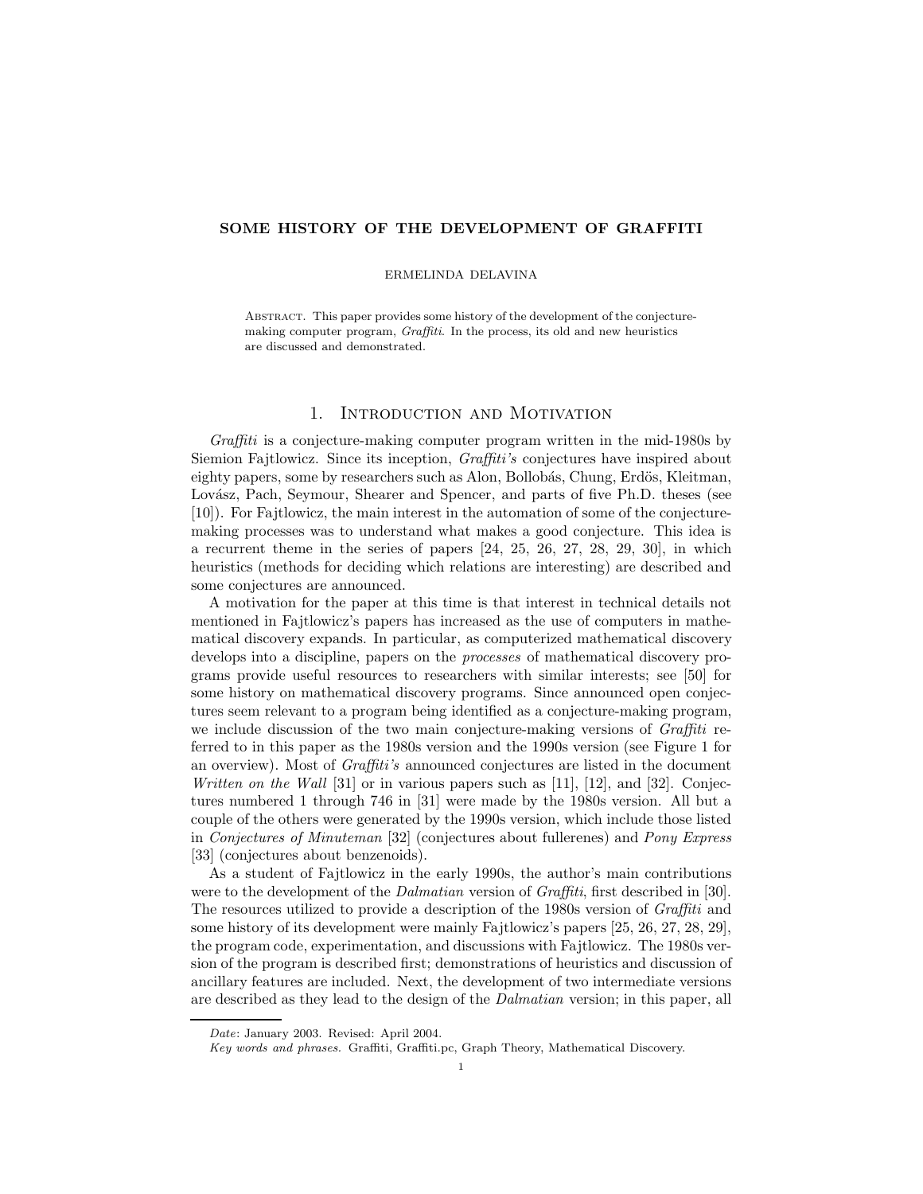# SOME HISTORY OF THE DEVELOPMENT OF GRAFFITI

ERMELINDA DELAVINA

Abstract. This paper provides some history of the development of the conjecture-making computer program, *Graffiti*. In the process, its old and new heuristics are discussed and demonstrated.

## 1. Introduction and Motivation

*Graffiti* is a conjecture-making computer program written in the mid-1980s by Siemion Fajtlowicz. Since its inception, *Graffiti's* conjectures have inspired about eighty papers, some by researchers such as Alon, Bollobás, Chung, Erdös, Kleitman, Lovász, Pach, Seymour, Shearer and Spencer, and parts of five Ph.D. theses (see [10]). For Fajtlowicz, the main interest in the automation of some of the conjecture-making processes was to understand what makes a good conjecture. This idea is a recurrent theme in the series of papers [24, 25, 26, 27, 28, 29, 30], in which heuristics (methods for deciding which relations are interesting) are described and some conjectures are announced.

A motivation for the paper at this time is that interest in technical details not mentioned in Fajtlowicz's papers has increased as the use of computers in mathematical discovery expands. In particular, as computerized mathematical discovery develops into a discipline, papers on the *processes* of mathematical discovery programs provide useful resources to researchers with similar interests; see [50] for some history on mathematical discovery programs. Since announced open conjectures seem relevant to a program being identified as a conjecture-making program, we include discussion of the two main conjecture-making versions of *Graffiti* referred to in this paper as the 1980s version and the 1990s version (see Figure 1 for an overview). Most of *Graffiti's* announced conjectures are listed in the document *Written on the Wall* [31] or in various papers such as [11], [12], and [32]. Conjectures numbered 1 through 746 in [31] were made by the 1980s version. All but a couple of the others were generated by the 1990s version, which include those listed in *Conjectures of Minuteman* [32] (conjectures about fullerenes) and *Pony Express* [33] (conjectures about benzenoids).

As a student of Fajtlowicz in the early 1990s, the author's main contributions were to the development of the *Dalmatian* version of *Graffiti*, first described in [30]. The resources utilized to provide a description of the 1980s version of *Graffiti* and some history of its development were mainly Fajtlowicz's papers [25, 26, 27, 28, 29], the program code, experimentation, and discussions with Fajtlowicz. The 1980s version of the program is described first; demonstrations of heuristics and discussion of ancillary features are included. Next, the development of two intermediate versions are described as they lead to the design of the *Dalmatian* version; in this paper, all

*Date*: January 2003. Revised: April 2004.

*Key words and phrases.* Graffiti, Graffiti.pc, Graph Theory, Mathematical Discovery.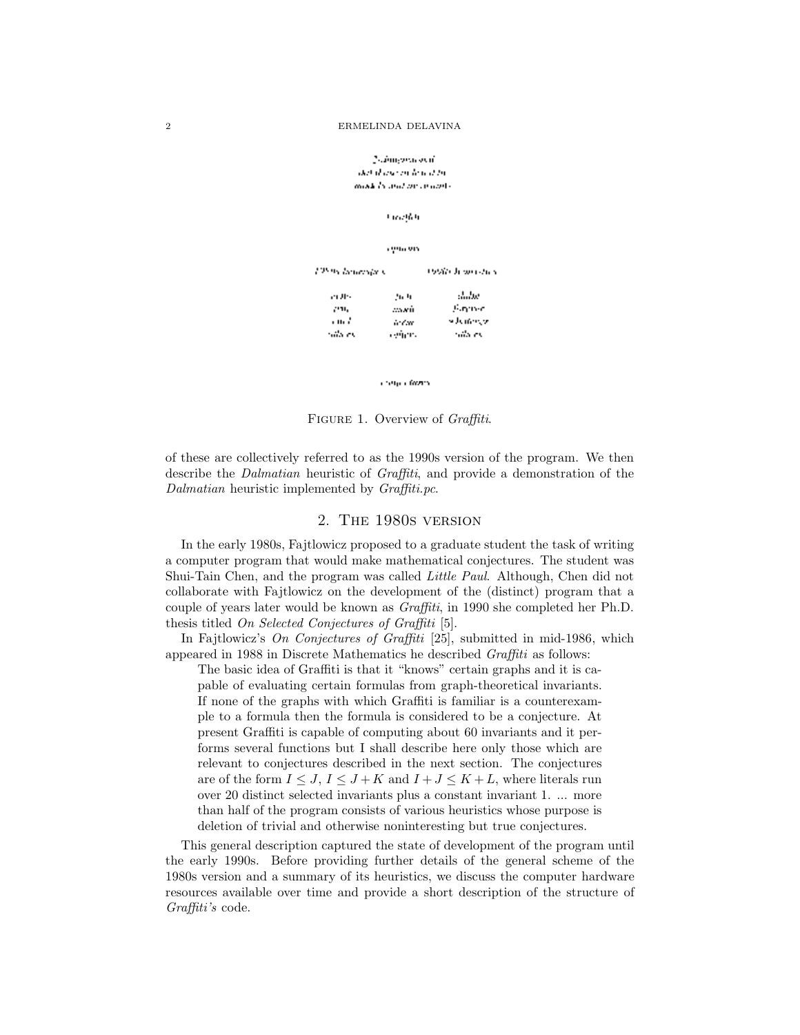Figure 1. Overview of *Graffiti*.

of these are collectively referred to as the 1990s version of the program. We then describe the *Dalmatian* heuristic of *Graffiti*, and provide a demonstration of the *Dalmatian* heuristic implemented by *Graffiti.pc*.

## 2. The 1980s version

In the early 1980s, Fajtlowicz proposed to a graduate student the task of writing a computer program that would make mathematical conjectures. The student was Shui-Tain Chen, and the program was called *Little Paul*. Although, Chen did not collaborate with Fajtlowicz on the development of the (distinct) program that a couple of years later would be known as *Graffiti*, in 1990 she completed her Ph.D. thesis titled *On Selected Conjectures of Graffiti* [5].

In Fajtlowicz's *On Conjectures of Graffiti* [25], submitted in mid-1986, which appeared in 1988 in Discrete Mathematics he described *Graffiti* as follows:

> The basic idea of Graffiti is that it "knows" certain graphs and it is capable of evaluating certain formulas from graph-theoretical invariants. If none of the graphs with which Graffiti is familiar is a counterexample to a formula then the formula is considered to be a conjecture. At present Graffiti is capable of computing about 60 invariants and it performs several functions but I shall describe here only those which are relevant to conjectures described in the next section. The conjectures are of the form $I \leq J$, $I \leq J + K$ and $I + J \leq K + L$, where literals run over 20 distinct selected invariants plus a constant invariant 1. ... more than half of the program consists of various heuristics whose purpose is deletion of trivial and otherwise noninteresting but true conjectures.

This general description captured the state of development of the program until the early 1990s. Before providing further details of the general scheme of the 1980s version and a summary of its heuristics, we discuss the computer hardware resources available over time and provide a short description of the structure of *Graffiti's* code.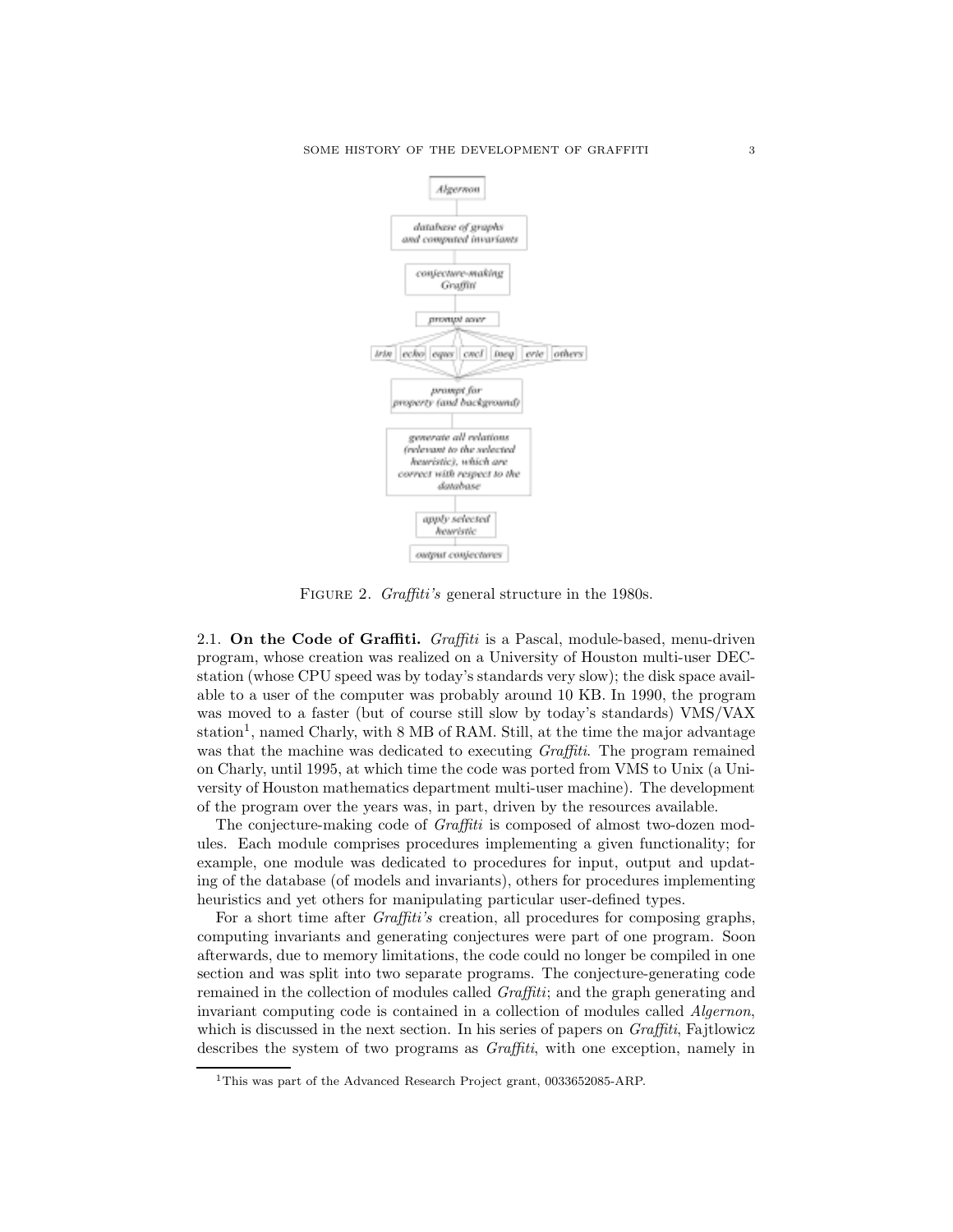Algernon

database of graphs and computed invariants

conjecture-making Graffiti

prompt user

iris | echo | equs | cncl | ineq | erie | others

prompt for property (and background)

generate all relations (relevant to the selected heuristic), which are correct with respect to the database

apply selected heuristic

output conjectures

Figure 2. *Graffiti's* general structure in the 1980s.

### 2.1. On the Code of Graffiti.

*Graffiti* is a Pascal, module-based, menu-driven program, whose creation was realized on a University of Houston multi-user DEC-station (whose CPU speed was by today's standards very slow); the disk space available to a user of the computer was probably around 10 KB. In 1990, the program was moved to a faster (but of course still slow by today's standards) VMS/VAX station[1], named Charly, with 8 MB of RAM. Still, at the time the major advantage was that the machine was dedicated to executing *Graffiti*. The program remained on Charly, until 1995, at which time the code was ported from VMS to Unix (a University of Houston mathematics department multi-user machine). The development of the program over the years was, in part, driven by the resources available.

The conjecture-making code of *Graffiti* is composed of almost two-dozen modules. Each module comprises procedures implementing a given functionality; for example, one module was dedicated to procedures for input, output and updating of the database (of models and invariants), others for procedures implementing heuristics and yet others for manipulating particular user-defined types.

For a short time after *Graffiti's* creation, all procedures for composing graphs, computing invariants and generating conjectures were part of one program. Soon afterwards, due to memory limitations, the code could no longer be compiled in one section and was split into two separate programs. The conjecture-generating code remained in the collection of modules called *Graffiti*; and the graph generating and invariant computing code is contained in a collection of modules called *Algernon*, which is discussed in the next section. In his series of papers on *Graffiti*, Fajtlowicz describes the system of two programs as *Graffiti*, with one exception, namely in

[1] This was part of the Advanced Research Project grant, 0033652085-ARP.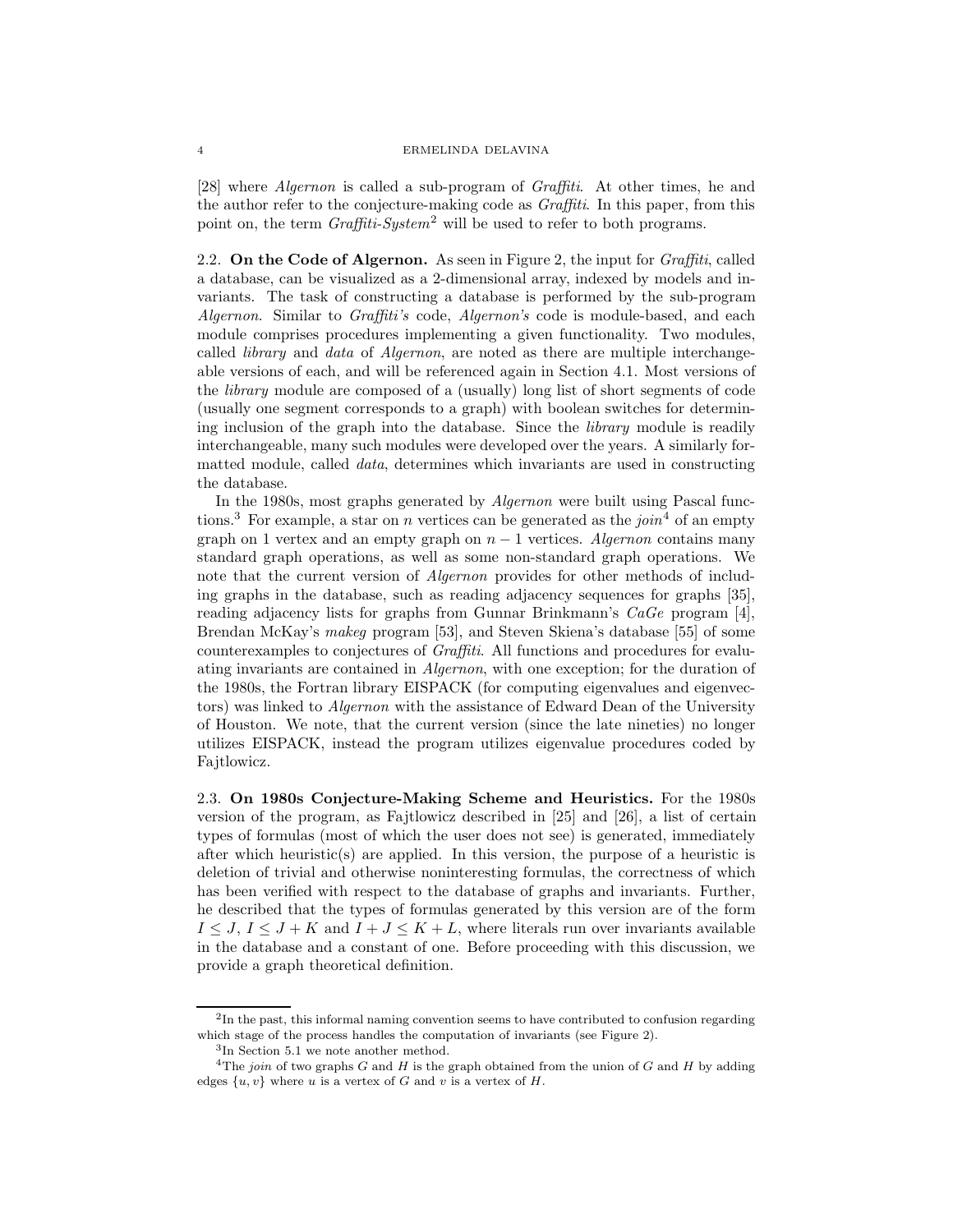[28] where *Algernon* is called a sub-program of *Graffiti*. At other times, he and the author refer to the conjecture-making code as *Graffiti*. In this paper, from this point on, the term *Graffiti-System*[2] will be used to refer to both programs.

**2.2. On the Code of Algernon.** As seen in Figure 2, the input for *Graffiti*, called a database, can be visualized as a 2-dimensional array, indexed by models and invariants. The task of constructing a database is performed by the sub-program *Algernon*. Similar to *Graffiti's* code, *Algernon's* code is module-based, and each module comprises procedures implementing a given functionality. Two modules, called *library* and *data* of *Algernon*, are noted as there are multiple interchangeable versions of each, and will be referenced again in Section 4.1. Most versions of the *library* module are composed of a (usually) long list of short segments of code (usually one segment corresponds to a graph) with boolean switches for determining inclusion of the graph into the database. Since the *library* module is readily interchangeable, many such modules were developed over the years. A similarly formatted module, called *data*, determines which invariants are used in constructing the database.

In the 1980s, most graphs generated by *Algernon* were built using Pascal functions.[3] For example, a star on $n$ vertices can be generated as the *join*[4] of an empty graph on 1 vertex and an empty graph on $n-1$ vertices. *Algernon* contains many standard graph operations, as well as some non-standard graph operations. We note that the current version of *Algernon* provides for other methods of including graphs in the database, such as reading adjacency sequences for graphs [35], reading adjacency lists for graphs from Gunnar Brinkmann's *CaGe* program [4], Brendan McKay's *makeg* program [53], and Steven Skiena's database [55] of some counterexamples to conjectures of *Graffiti*. All functions and procedures for evaluating invariants are contained in *Algernon*, with one exception; for the duration of the 1980s, the Fortran library EISPACK (for computing eigenvalues and eigenvectors) was linked to *Algernon* with the assistance of Edward Dean of the University of Houston. We note, that the current version (since the late nineties) no longer utilizes EISPACK, instead the program utilizes eigenvalue procedures coded by Fajtlowicz.

**2.3. On 1980s Conjecture-Making Scheme and Heuristics.** For the 1980s version of the program, as Fajtlowicz described in [25] and [26], a list of certain types of formulas (most of which the user does not see) is generated, immediately after which heuristic(s) are applied. In this version, the purpose of a heuristic is deletion of trivial and otherwise noninteresting formulas, the correctness of which has been verified with respect to the database of graphs and invariants. Further, he described that the types of formulas generated by this version are of the form $I \leq J$, $I \leq J + K$ and $I + J \leq K + L$, where literals run over invariants available in the database and a constant of one. Before proceeding with this discussion, we provide a graph theoretical definition.

---

[2] In the past, this informal naming convention seems to have contributed to confusion regarding which stage of the process handles the computation of invariants (see Figure 2).

[3] In Section 5.1 we note another method.

[4] The *join* of two graphs $G$ and $H$ is the graph obtained from the union of $G$ and $H$ by adding edges $\{u, v\}$ where $u$ is a vertex of $G$ and $v$ is a vertex of $H$.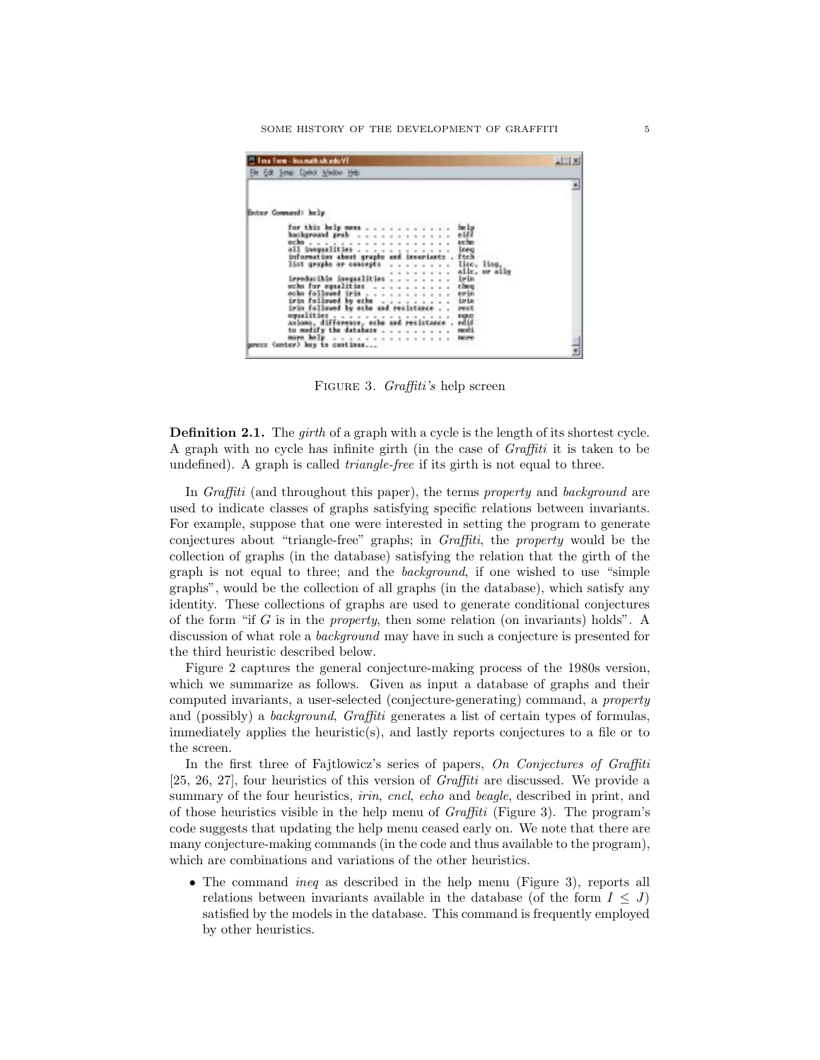FIGURE 3. *Graffiti's* help screen

**Definition 2.1.** The *girth* of a graph with a cycle is the length of its shortest cycle. A graph with no cycle has infinite girth (in the case of *Graffiti* it is taken to be undefined). A graph is called *triangle-free* if its girth is not equal to three.

In *Graffiti* (and throughout this paper), the terms *property* and *background* are used to indicate classes of graphs satisfying specific relations between invariants. For example, suppose that one were interested in setting the program to generate conjectures about "triangle-free" graphs; in *Graffiti*, the *property* would be the collection of graphs (in the database) satisfying the relation that the girth of the graph is not equal to three; and the *background*, if one wished to use "simple graphs", would be the collection of all graphs (in the database), which satisfy any identity. These collections of graphs are used to generate conditional conjectures of the form "if $G$ is in the *property*, then some relation (on invariants) holds". A discussion of what role a *background* may have in such a conjecture is presented for the third heuristic described below.

Figure 2 captures the general conjecture-making process of the 1980s version, which we summarize as follows. Given as input a database of graphs and their computed invariants, a user-selected (conjecture-generating) command, a *property* and (possibly) a *background*, *Graffiti* generates a list of certain types of formulas, immediately applies the heuristic(s), and lastly reports conjectures to a file or to the screen.

In the first three of Fajtlowicz's series of papers, *On Conjectures of Graffiti* [25, 26, 27], four heuristics of this version of *Graffiti* are discussed. We provide a summary of the four heuristics, *irin*, *cncl*, *echo* and *beagle*, described in print, and of those heuristics visible in the help menu of *Graffiti* (Figure 3). The program's code suggests that updating the help menu ceased early on. We note that there are many conjecture-making commands (in the code and thus available to the program), which are combinations and variations of the other heuristics.

- The command *ineq* as described in the help menu (Figure 3), reports all relations between invariants available in the database (of the form $I \leq J$) satisfied by the models in the database. This command is frequently employed by other heuristics.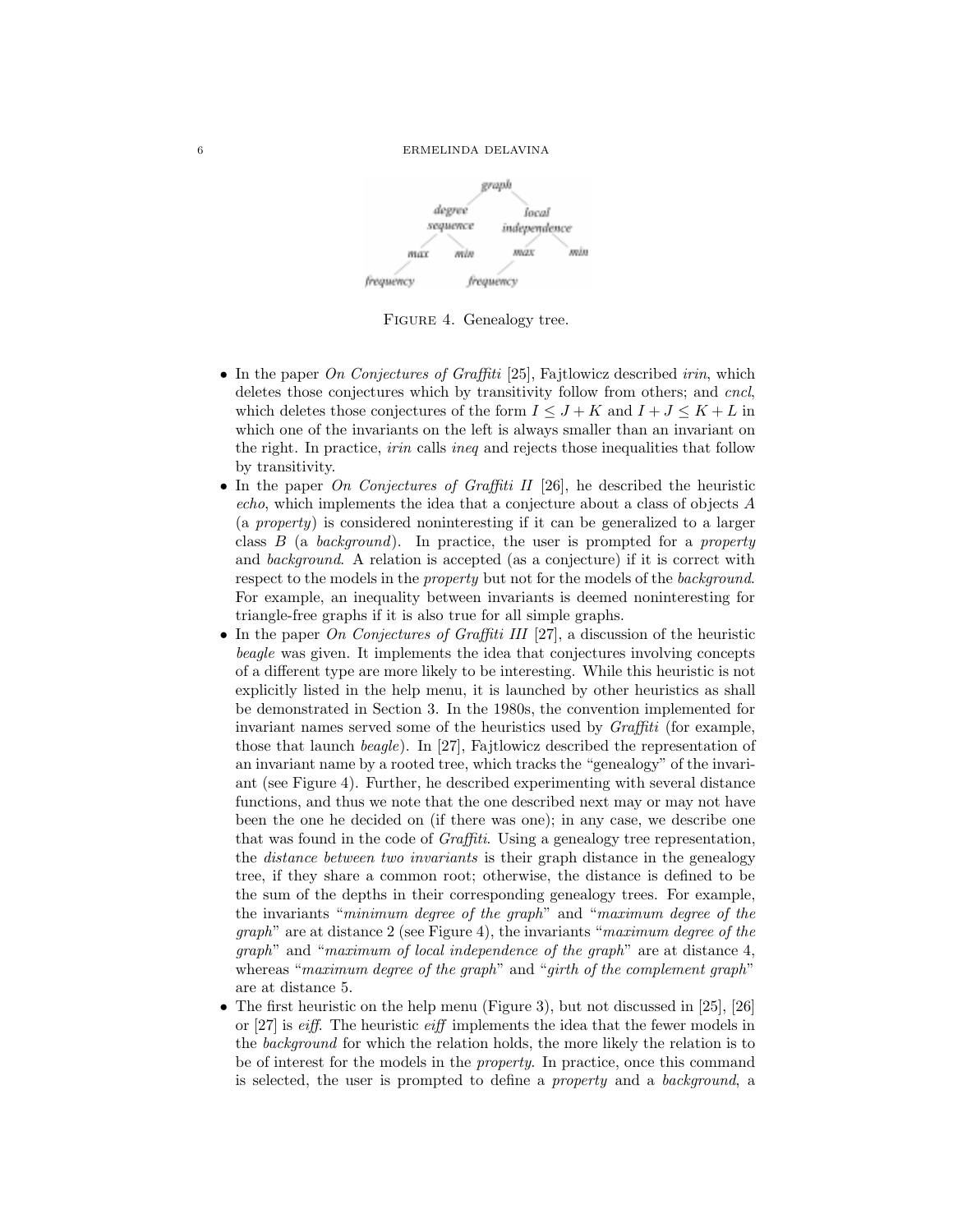FIGURE 4. Genealogy tree.

- In the paper *On Conjectures of Graffiti* [25], Fajtlowicz described *irin*, which deletes those conjectures which by transitivity follow from others; and *cncl*, which deletes those conjectures of the form $I \leq J + K$ and $I + J \leq K + L$ in which one of the invariants on the left is always smaller than an invariant on the right. In practice, *irin* calls *ineq* and rejects those inequalities that follow by transitivity.
- In the paper *On Conjectures of Graffiti II* [26], he described the heuristic *echo*, which implements the idea that a conjecture about a class of objects $A$ (a *property*) is considered noninteresting if it can be generalized to a larger class $B$ (a *background*). In practice, the user is prompted for a *property* and *background*. A relation is accepted (as a conjecture) if it is correct with respect to the models in the *property* but not for the models of the *background*. For example, an inequality between invariants is deemed noninteresting for triangle-free graphs if it is also true for all simple graphs.
- In the paper *On Conjectures of Graffiti III* [27], a discussion of the heuristic *beagle* was given. It implements the idea that conjectures involving concepts of a different type are more likely to be interesting. While this heuristic is not explicitly listed in the help menu, it is launched by other heuristics as shall be demonstrated in Section 3. In the 1980s, the convention implemented for invariant names served some of the heuristics used by *Graffiti* (for example, those that launch *beagle*). In [27], Fajtlowicz described the representation of an invariant name by a rooted tree, which tracks the "genealogy" of the invariant (see Figure 4). Further, he described experimenting with several distance functions, and thus we note that the one described next may or may not have been the one he decided on (if there was one); in any case, we describe one that was found in the code of *Graffiti*. Using a genealogy tree representation, the *distance between two invariants* is their graph distance in the genealogy tree, if they share a common root; otherwise, the distance is defined to be the sum of the depths in their corresponding genealogy trees. For example, the invariants "*minimum degree of the graph*" and "*maximum degree of the graph*" are at distance 2 (see Figure 4), the invariants "*maximum degree of the graph*" and "*maximum of local independence of the graph*" are at distance 4, whereas "*maximum degree of the graph*" and "*girth of the complement graph*" are at distance 5.
- The first heuristic on the help menu (Figure 3), but not discussed in [25], [26] or [27] is *eiff*. The heuristic *eiff* implements the idea that the fewer models in the *background* for which the relation holds, the more likely the relation is to be of interest for the models in the *property*. In practice, once this command is selected, the user is prompted to define a *property* and a *background*, a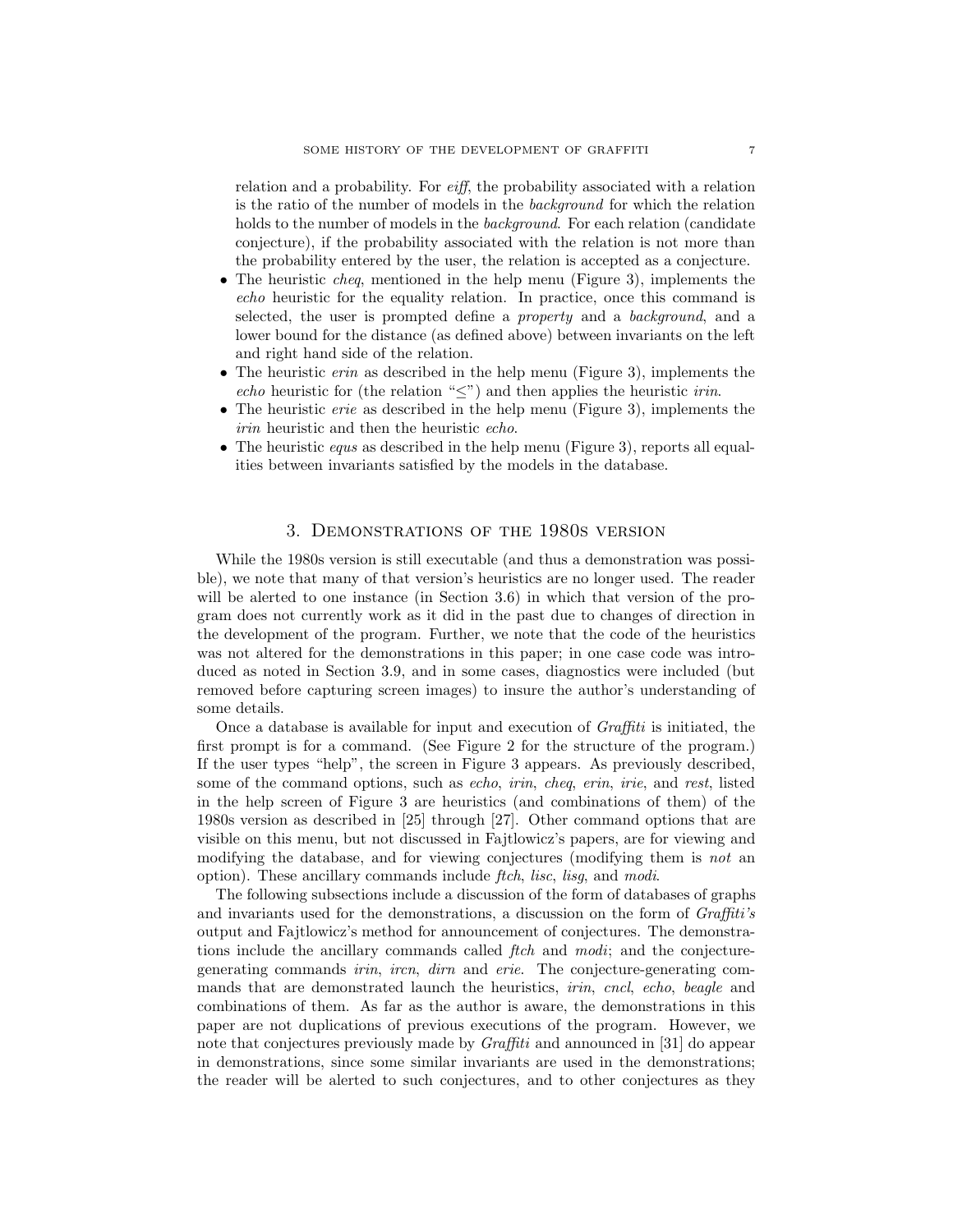relation and a probability. For *eiff*, the probability associated with a relation is the ratio of the number of models in the *background* for which the relation holds to the number of models in the *background*. For each relation (candidate conjecture), if the probability associated with the relation is not more than the probability entered by the user, the relation is accepted as a conjecture.

- The heuristic *cheq*, mentioned in the help menu (Figure 3), implements the *echo* heuristic for the equality relation. In practice, once this command is selected, the user is prompted define a *property* and a *background*, and a lower bound for the distance (as defined above) between invariants on the left and right hand side of the relation.
- The heuristic *erin* as described in the help menu (Figure 3), implements the *echo* heuristic for (the relation "$\leq$") and then applies the heuristic *irin*.
- The heuristic *erie* as described in the help menu (Figure 3), implements the *irin* heuristic and then the heuristic *echo*.
- The heuristic *equs* as described in the help menu (Figure 3), reports all equalities between invariants satisfied by the models in the database.

## 3. Demonstrations of the 1980s version

While the 1980s version is still executable (and thus a demonstration was possible), we note that many of that version's heuristics are no longer used. The reader will be alerted to one instance (in Section 3.6) in which that version of the program does not currently work as it did in the past due to changes of direction in the development of the program. Further, we note that the code of the heuristics was not altered for the demonstrations in this paper; in one case code was introduced as noted in Section 3.9, and in some cases, diagnostics were included (but removed before capturing screen images) to insure the author's understanding of some details.

Once a database is available for input and execution of *Graffiti* is initiated, the first prompt is for a command. (See Figure 2 for the structure of the program.) If the user types "help", the screen in Figure 3 appears. As previously described, some of the command options, such as *echo*, *irin*, *cheq*, *erin*, *irie*, and *rest*, listed in the help screen of Figure 3 are heuristics (and combinations of them) of the 1980s version as described in [25] through [27]. Other command options that are visible on this menu, but not discussed in Fajtlowicz's papers, are for viewing and modifying the database, and for viewing conjectures (modifying them is *not* an option). These ancillary commands include *ftch*, *lisc*, *lisg*, and *modi*.

The following subsections include a discussion of the form of databases of graphs and invariants used for the demonstrations, a discussion on the form of *Graffiti's* output and Fajtlowicz's method for announcement of conjectures. The demonstrations include the ancillary commands called *ftch* and *modi*; and the conjecture-generating commands *irin*, *ircn*, *dirn* and *erie*. The conjecture-generating commands that are demonstrated launch the heuristics, *irin*, *cncl*, *echo*, *beagle* and combinations of them. As far as the author is aware, the demonstrations in this paper are not duplications of previous executions of the program. However, we note that conjectures previously made by *Graffiti* and announced in [31] do appear in demonstrations, since some similar invariants are used in the demonstrations; the reader will be alerted to such conjectures, and to other conjectures as they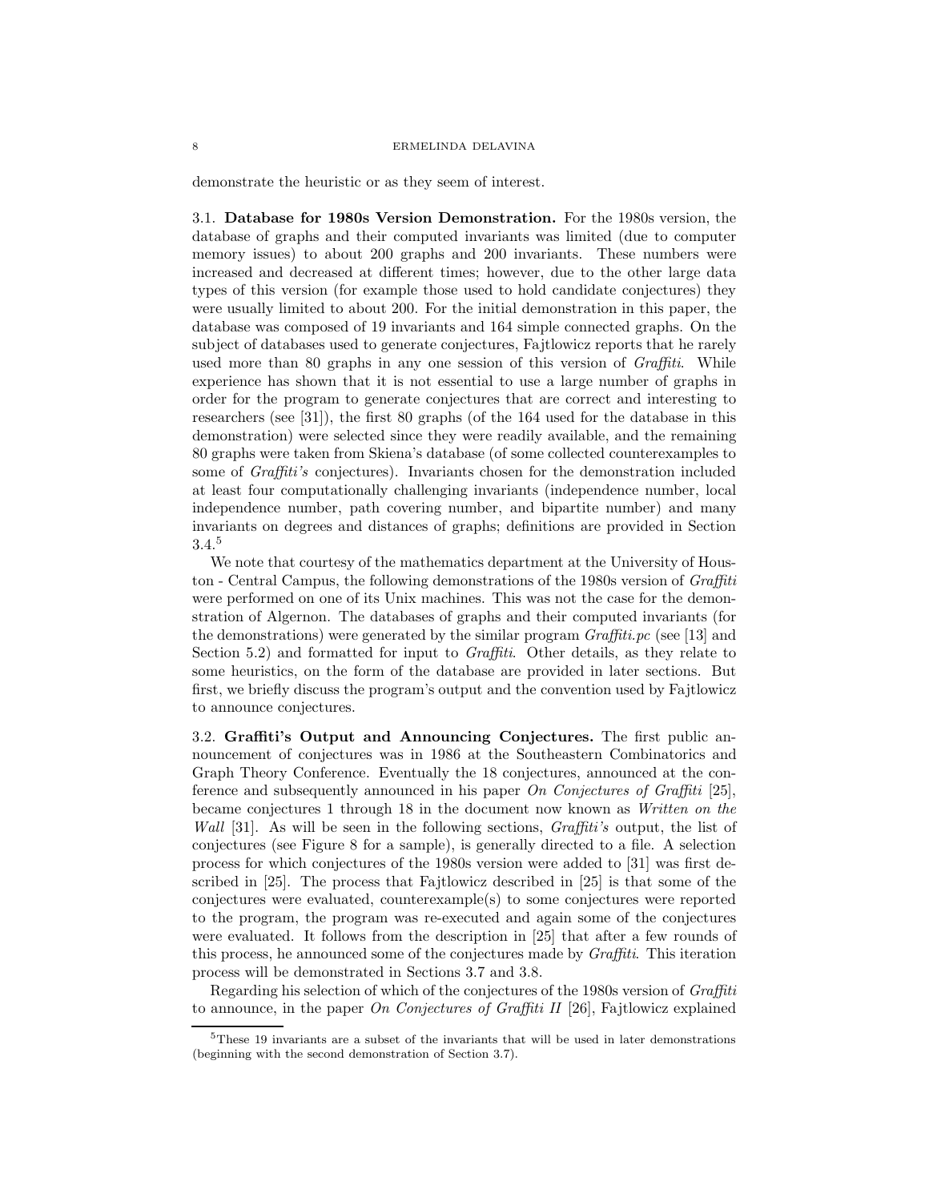demonstrate the heuristic or as they seem of interest.

### 3.1. **Database for 1980s Version Demonstration.**

For the 1980s version, the database of graphs and their computed invariants was limited (due to computer memory issues) to about 200 graphs and 200 invariants. These numbers were increased and decreased at different times; however, due to the other large data types of this version (for example those used to hold candidate conjectures) they were usually limited to about 200. For the initial demonstration in this paper, the database was composed of 19 invariants and 164 simple connected graphs. On the subject of databases used to generate conjectures, Fajtlowicz reports that he rarely used more than 80 graphs in any one session of this version of *Graffiti*. While experience has shown that it is not essential to use a large number of graphs in order for the program to generate conjectures that are correct and interesting to researchers (see [31]), the first 80 graphs (of the 164 used for the database in this demonstration) were selected since they were readily available, and the remaining 80 graphs were taken from Skiena's database (of some collected counterexamples to some of *Graffiti's* conjectures). Invariants chosen for the demonstration included at least four computationally challenging invariants (independence number, local independence number, path covering number, and bipartite number) and many invariants on degrees and distances of graphs; definitions are provided in Section 3.4.[5]

We note that courtesy of the mathematics department at the University of Houston - Central Campus, the following demonstrations of the 1980s version of *Graffiti* were performed on one of its Unix machines. This was not the case for the demonstration of Algernon. The databases of graphs and their computed invariants (for the demonstrations) were generated by the similar program *Graffiti.pc* (see [13] and Section 5.2) and formatted for input to *Graffiti*. Other details, as they relate to some heuristics, on the form of the database are provided in later sections. But first, we briefly discuss the program's output and the convention used by Fajtlowicz to announce conjectures.

### 3.2. **Graffiti's Output and Announcing Conjectures.**

The first public announcement of conjectures was in 1986 at the Southeastern Combinatorics and Graph Theory Conference. Eventually the 18 conjectures, announced at the conference and subsequently announced in his paper *On Conjectures of Graffiti* [25], became conjectures 1 through 18 in the document now known as *Written on the Wall* [31]. As will be seen in the following sections, *Graffiti's* output, the list of conjectures (see Figure 8 for a sample), is generally directed to a file. A selection process for which conjectures of the 1980s version were added to [31] was first described in [25]. The process that Fajtlowicz described in [25] is that some of the conjectures were evaluated, counterexample(s) to some conjectures were reported to the program, the program was re-executed and again some of the conjectures were evaluated. It follows from the description in [25] that after a few rounds of this process, he announced some of the conjectures made by *Graffiti*. This iteration process will be demonstrated in Sections 3.7 and 3.8.

Regarding his selection of which of the conjectures of the 1980s version of *Graffiti* to announce, in the paper *On Conjectures of Graffiti II* [26], Fajtlowicz explained

[5] These 19 invariants are a subset of the invariants that will be used in later demonstrations (beginning with the second demonstration of Section 3.7).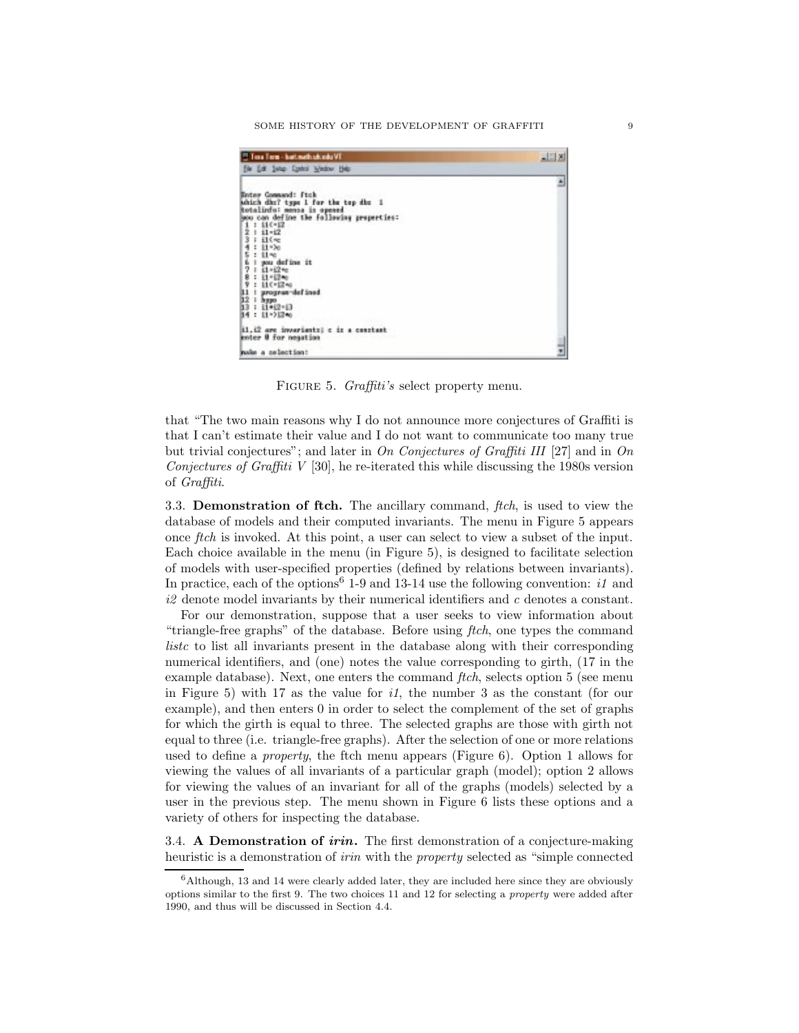FIGURE 5. *Graffiti's* select property menu.

that "The two main reasons why I do not announce more conjectures of Graffiti is that I can't estimate their value and I do not want to communicate too many true but trivial conjectures"; and later in *On Conjectures of Graffiti III* [27] and in *On Conjectures of Graffiti V* [30], he re-iterated this while discussing the 1980s version of *Graffiti*.

### 3.3. Demonstration of ftch.

The ancillary command, *ftch*, is used to view the database of models and their computed invariants. The menu in Figure 5 appears once *ftch* is invoked. At this point, a user can select to view a subset of the input. Each choice available in the menu (in Figure 5), is designed to facilitate selection of models with user-specified properties (defined by relations between invariants). In practice, each of the options[6] 1-9 and 13-14 use the following convention: *i1* and *i2* denote model invariants by their numerical identifiers and *c* denotes a constant.

For our demonstration, suppose that a user seeks to view information about "triangle-free graphs" of the database. Before using *ftch*, one types the command *listc* to list all invariants present in the database along with their corresponding numerical identifiers, and (one) notes the value corresponding to girth, (17 in the example database). Next, one enters the command *ftch*, selects option 5 (see menu in Figure 5) with 17 as the value for *i1*, the number 3 as the constant (for our example), and then enters 0 in order to select the complement of the set of graphs for which the girth is equal to three. The selected graphs are those with girth not equal to three (i.e. triangle-free graphs). After the selection of one or more relations used to define a *property*, the ftch menu appears (Figure 6). Option 1 allows for viewing the values of all invariants of a particular graph (model); option 2 allows for viewing the values of an invariant for all of the graphs (models) selected by a user in the previous step. The menu shown in Figure 6 lists these options and a variety of others for inspecting the database.

### 3.4. A Demonstration of *irin*.

The first demonstration of a conjecture-making heuristic is a demonstration of *irin* with the *property* selected as "simple connected

[6] Although, 13 and 14 were clearly added later, they are included here since they are obviously options similar to the first 9. The two choices 11 and 12 for selecting a *property* were added after 1990, and thus will be discussed in Section 4.4.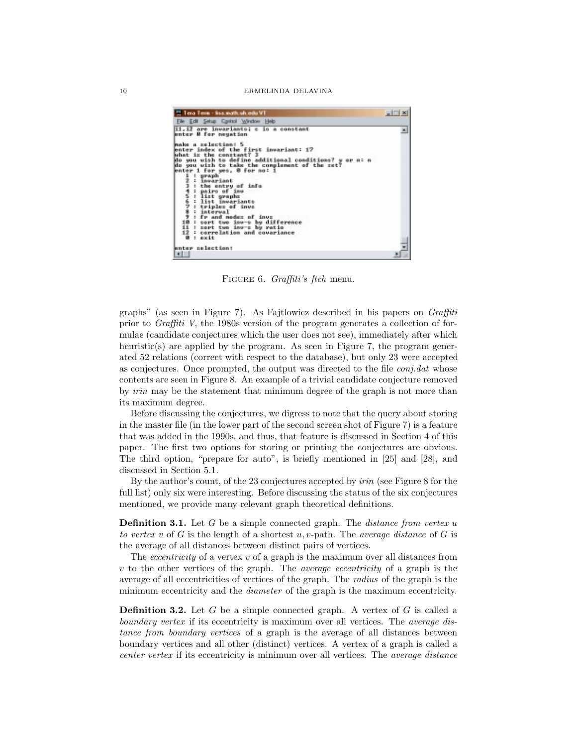Figure 6. *Graffiti's ftch* menu.

graphs" (as seen in Figure 7). As Fajtlowicz described in his papers on *Graffiti* prior to *Graffiti V*, the 1980s version of the program generates a collection of formulae (candidate conjectures which the user does not see), immediately after which heuristic(s) are applied by the program. As seen in Figure 7, the program generated 52 relations (correct with respect to the database), but only 23 were accepted as conjectures. Once prompted, the output was directed to the file *conj.dat* whose contents are seen in Figure 8. An example of a trivial candidate conjecture removed by *irin* may be the statement that minimum degree of the graph is not more than its maximum degree.

Before discussing the conjectures, we digress to note that the query about storing in the master file (in the lower part of the second screen shot of Figure 7) is a feature that was added in the 1990s, and thus, that feature is discussed in Section 4 of this paper. The first two options for storing or printing the conjectures are obvious. The third option, "prepare for auto", is briefly mentioned in [25] and [28], and discussed in Section 5.1.

By the author's count, of the 23 conjectures accepted by *irin* (see Figure 8 for the full list) only six were interesting. Before discussing the status of the six conjectures mentioned, we provide many relevant graph theoretical definitions.

**Definition 3.1.** Let $G$ be a simple connected graph. The *distance from vertex $u$ to vertex $v$* of $G$ is the length of a shortest $u,v$-path. The *average distance* of $G$ is the average of all distances between distinct pairs of vertices.

The *eccentricity* of a vertex $v$ of a graph is the maximum over all distances from $v$ to the other vertices of the graph. The *average eccentricity* of a graph is the average of all eccentricities of vertices of the graph. The *radius* of the graph is the minimum eccentricity and the *diameter* of the graph is the maximum eccentricity.

**Definition 3.2.** Let $G$ be a simple connected graph. A vertex of $G$ is called a *boundary vertex* if its eccentricity is maximum over all vertices. The *average distance from boundary vertices* of a graph is the average of all distances between boundary vertices and all other (distinct) vertices. A vertex of a graph is called a *center vertex* if its eccentricity is minimum over all vertices. The *average distance*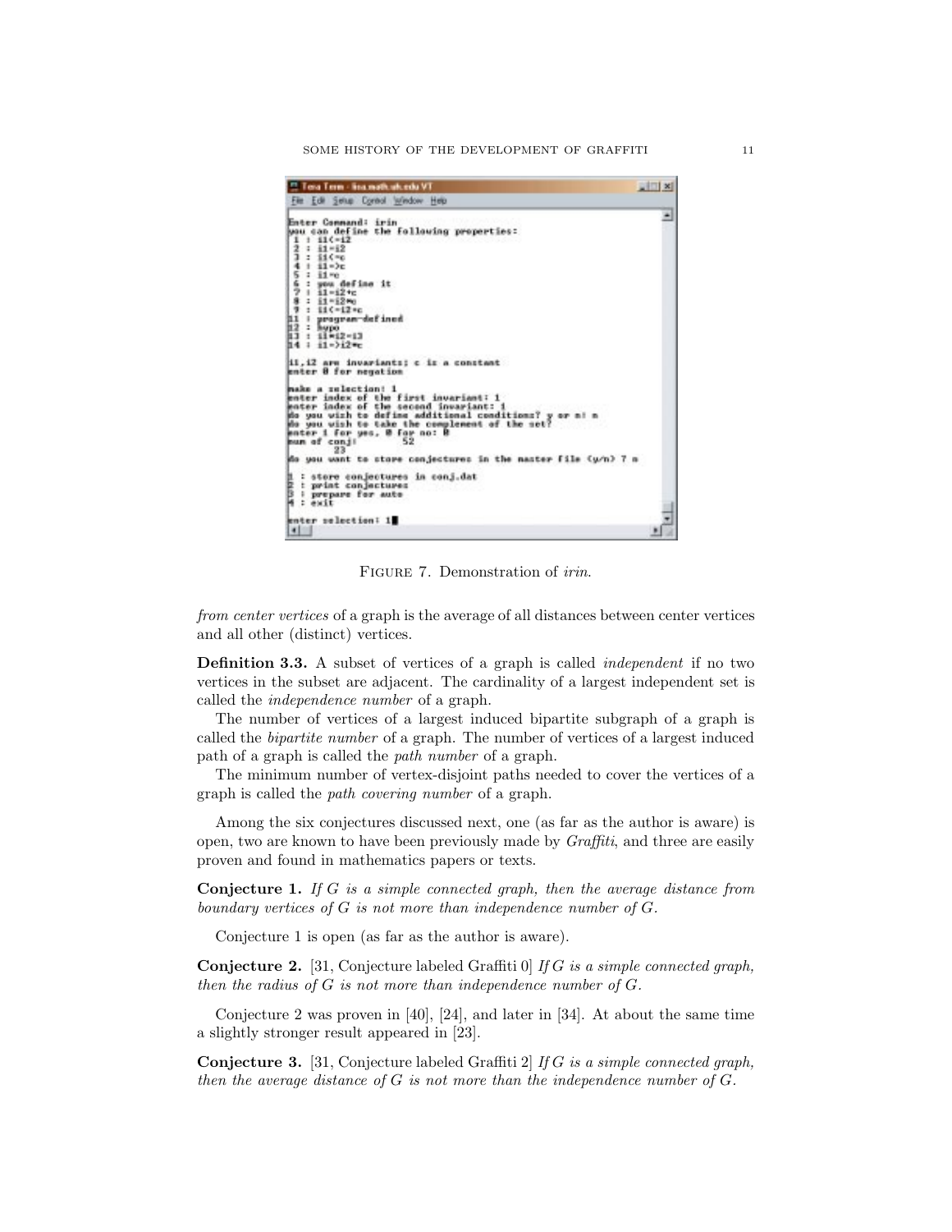Figure 7. Demonstration of *irin*.

*from center vertices* of a graph is the average of all distances between center vertices and all other (distinct) vertices.

**Definition 3.3.** A subset of vertices of a graph is called *independent* if no two vertices in the subset are adjacent. The cardinality of a largest independent set is called the *independence number* of a graph.

The number of vertices of a largest induced bipartite subgraph of a graph is called the *bipartite number* of a graph. The number of vertices of a largest induced path of a graph is called the *path number* of a graph.

The minimum number of vertex-disjoint paths needed to cover the vertices of a graph is called the *path covering number* of a graph.

Among the six conjectures discussed next, one (as far as the author is aware) is open, two are known to have been previously made by *Graffiti*, and three are easily proven and found in mathematics papers or texts.

**Conjecture 1.** *If $G$ is a simple connected graph, then the average distance from boundary vertices of $G$ is not more than independence number of $G$.*

Conjecture 1 is open (as far as the author is aware).

**Conjecture 2.** [31, Conjecture labeled Graffiti 0] *If $G$ is a simple connected graph, then the radius of $G$ is not more than independence number of $G$.*

Conjecture 2 was proven in [40], [24], and later in [34]. At about the same time a slightly stronger result appeared in [23].

**Conjecture 3.** [31, Conjecture labeled Graffiti 2] *If $G$ is a simple connected graph, then the average distance of $G$ is not more than the independence number of $G$.*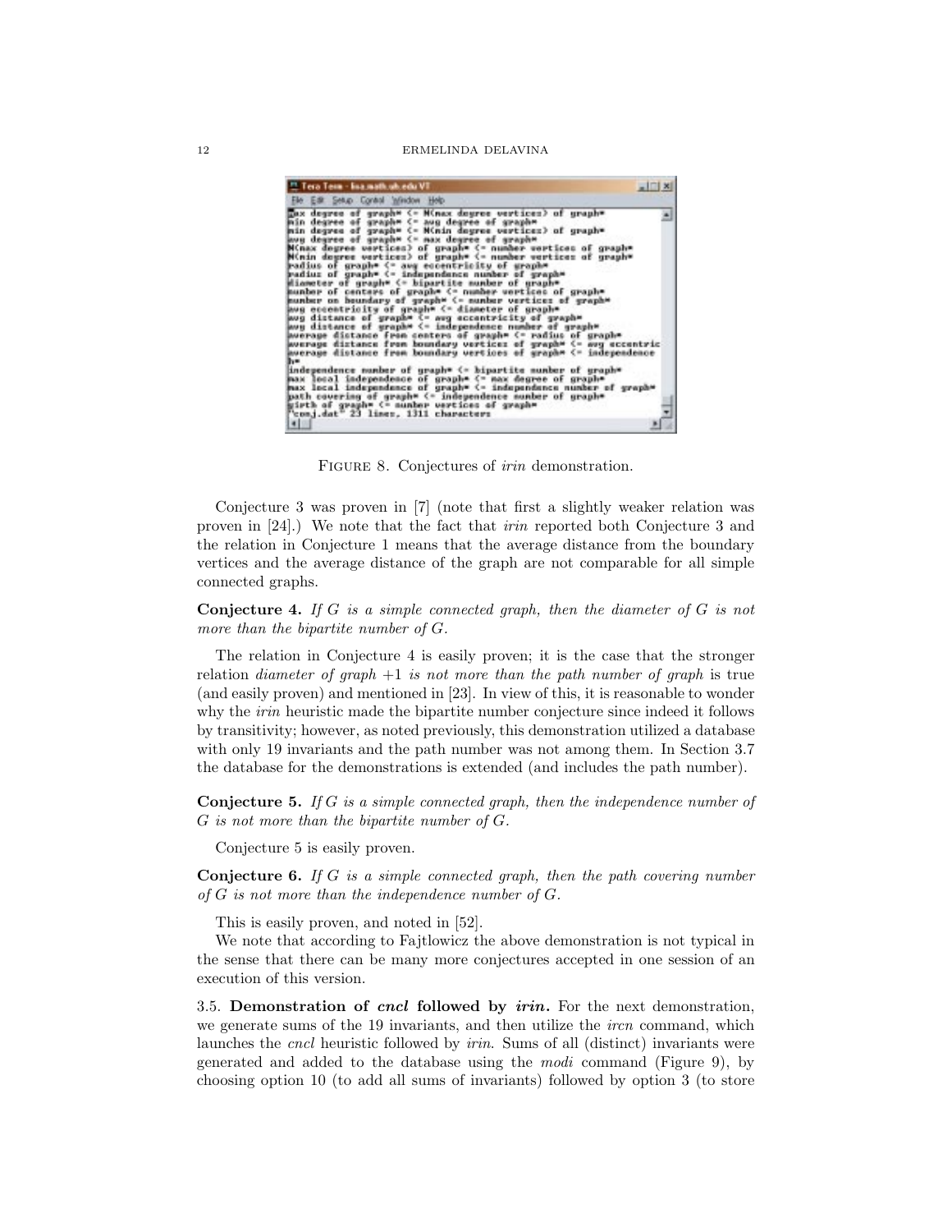FIGURE 8. Conjectures of *irin* demonstration.

Conjecture 3 was proven in [7] (note that first a slightly weaker relation was proven in [24].) We note that the fact that *irin* reported both Conjecture 3 and the relation in Conjecture 1 means that the average distance from the boundary vertices and the average distance of the graph are not comparable for all simple connected graphs.

**Conjecture 4.** *If G is a simple connected graph, then the diameter of G is not more than the bipartite number of G.*

The relation in Conjecture 4 is easily proven; it is the case that the stronger relation *diameter of graph +1 is not more than the path number of graph* is true (and easily proven) and mentioned in [23]. In view of this, it is reasonable to wonder why the *irin* heuristic made the bipartite number conjecture since indeed it follows by transitivity; however, as noted previously, this demonstration utilized a database with only 19 invariants and the path number was not among them. In Section 3.7 the database for the demonstrations is extended (and includes the path number).

**Conjecture 5.** *If G is a simple connected graph, then the independence number of G is not more than the bipartite number of G.*

Conjecture 5 is easily proven.

**Conjecture 6.** *If G is a simple connected graph, then the path covering number of G is not more than the independence number of G.*

This is easily proven, and noted in [52].

We note that according to Fajtlowicz the above demonstration is not typical in the sense that there can be many more conjectures accepted in one session of an execution of this version.

3.5. **Demonstration of *cncl* followed by *irin*.** For the next demonstration, we generate sums of the 19 invariants, and then utilize the *ircn* command, which launches the *cncl* heuristic followed by *irin*. Sums of all (distinct) invariants were generated and added to the database using the *modi* command (Figure 9), by choosing option 10 (to add all sums of invariants) followed by option 3 (to store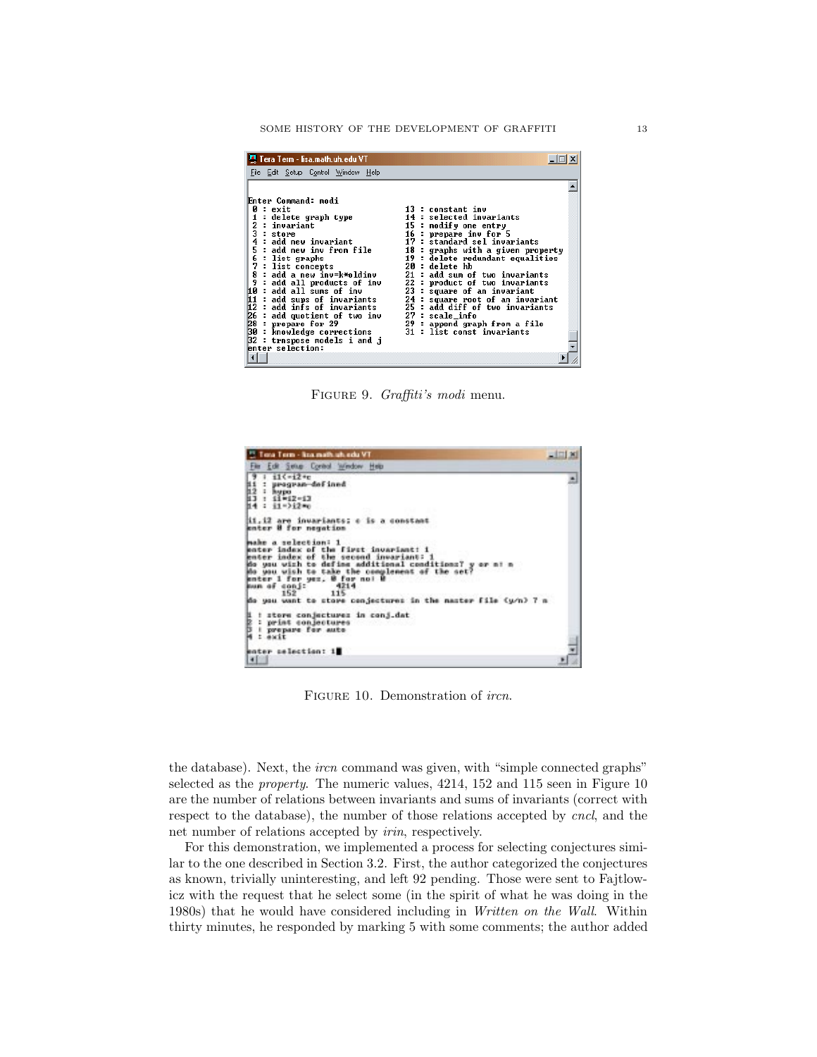```
Enter Command: modi
 0 : exit                              13 : constant inv
 1 : delete graph type                 14 : selected invariants
 2 : invariant                         15 : modify one entry
 3 : store                             16 : prepare inv for 5
 4 : add new invariant                 17 : standard sel invariants
 5 : add new inv from file             18 : graphs with a given property
 6 : list graphs                       19 : delete redundant equalities
 7 : list concepts                     20 : delete hb
 8 : add a new inv=k*oldinv            21 : add sum of two invariants
 9 : add all products of inv           22 : product of two invariants
10 : add all sums of inv               23 : square of an invariant
11 : add sups of invariants            24 : square root of an invariant
12 : add infs of invariants            25 : add diff of two invariants
26 : add quotient of two inv           27 : scale_info
28 : prepare for 29                    29 : append graph from a file
30 : knowledge corrections             31 : list const invariants
32 : trnspose models i and j
enter selection:
```

FIGURE 9. *Graffiti's modi* menu.

```
 9 : i1<=i2+c
11 : program-defined
12 : hypo
13 : i1+i2=i3
14 : i1->i2+c

i1,i2 are invariants; c is a constant
enter 0 for negation

make a selection: 1
enter index of the first invariant: 1
enter index of the second invariant: 1
do you wish to define additional conditions? y or n: n
do you wish to take the complement of the set?
enter 1 for yes, 0 for no: 0
num of conj:      4214
       152         115
do you want to store conjectures in the master file (y/n) ? n

1 : store conjectures in conj.dat
2 : print conjectures
3 : prepare for auto
4 : exit

enter selection: 1
```

FIGURE 10. Demonstration of *ircn*.

the database). Next, the *ircn* command was given, with "simple connected graphs" selected as the *property*. The numeric values, 4214, 152 and 115 seen in Figure 10 are the number of relations between invariants and sums of invariants (correct with respect to the database), the number of those relations accepted by *cncl*, and the net number of relations accepted by *irin*, respectively.

For this demonstration, we implemented a process for selecting conjectures similar to the one described in Section 3.2. First, the author categorized the conjectures as known, trivially uninteresting, and left 92 pending. Those were sent to Fajtlowicz with the request that he select some (in the spirit of what he was doing in the 1980s) that he would have considered including in *Written on the Wall*. Within thirty minutes, he responded by marking 5 with some comments; the author added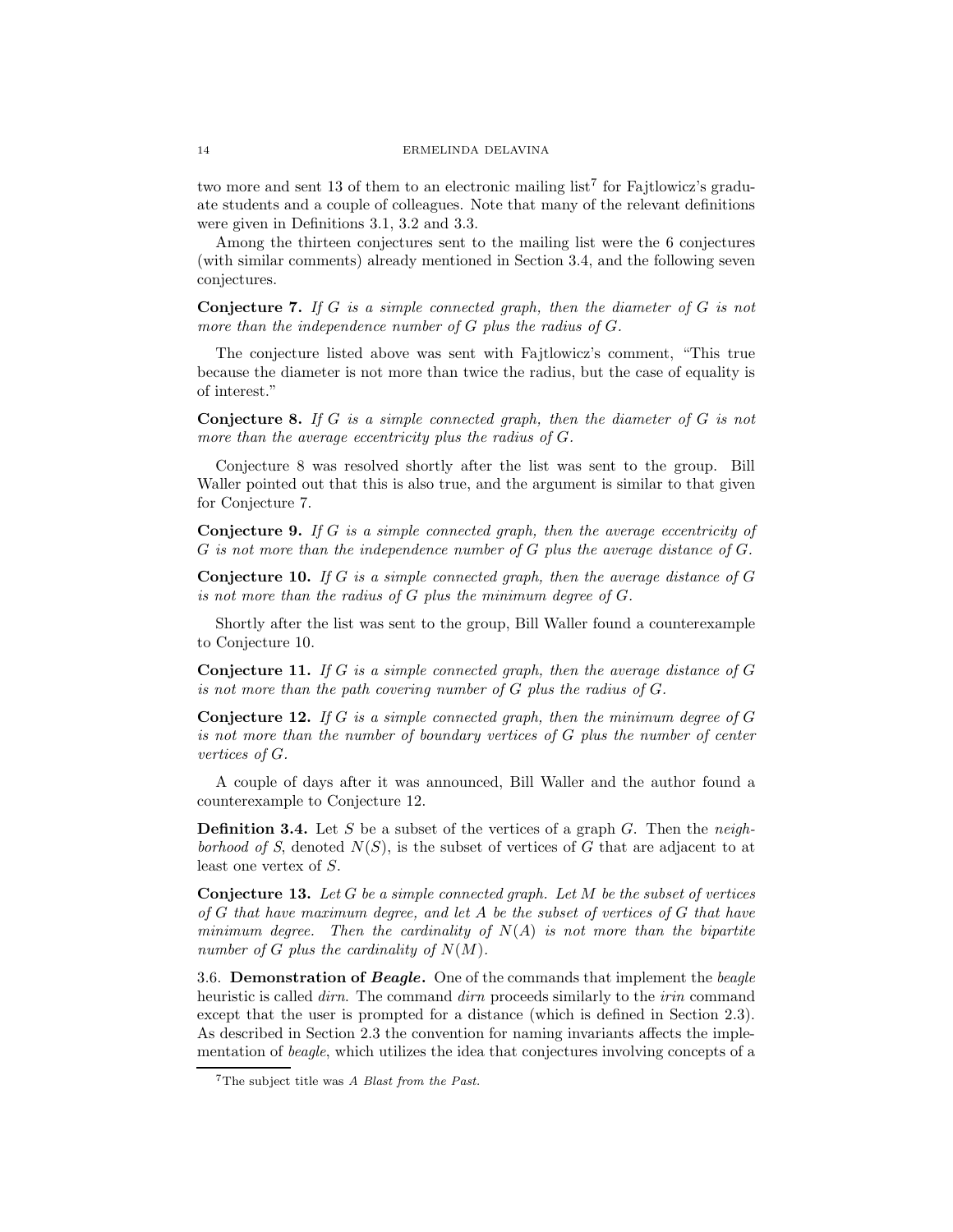two more and sent 13 of them to an electronic mailing list[7] for Fajtlowicz's graduate students and a couple of colleagues. Note that many of the relevant definitions were given in Definitions 3.1, 3.2 and 3.3.

Among the thirteen conjectures sent to the mailing list were the 6 conjectures (with similar comments) already mentioned in Section 3.4, and the following seven conjectures.

**Conjecture 7.** *If $G$ is a simple connected graph, then the diameter of $G$ is not more than the independence number of $G$ plus the radius of $G$.*

The conjecture listed above was sent with Fajtlowicz's comment, "This true because the diameter is not more than twice the radius, but the case of equality is of interest."

**Conjecture 8.** *If $G$ is a simple connected graph, then the diameter of $G$ is not more than the average eccentricity plus the radius of $G$.*

Conjecture 8 was resolved shortly after the list was sent to the group. Bill Waller pointed out that this is also true, and the argument is similar to that given for Conjecture 7.

**Conjecture 9.** *If $G$ is a simple connected graph, then the average eccentricity of $G$ is not more than the independence number of $G$ plus the average distance of $G$.*

**Conjecture 10.** *If $G$ is a simple connected graph, then the average distance of $G$ is not more than the radius of $G$ plus the minimum degree of $G$.*

Shortly after the list was sent to the group, Bill Waller found a counterexample to Conjecture 10.

**Conjecture 11.** *If $G$ is a simple connected graph, then the average distance of $G$ is not more than the path covering number of $G$ plus the radius of $G$.*

**Conjecture 12.** *If $G$ is a simple connected graph, then the minimum degree of $G$ is not more than the number of boundary vertices of $G$ plus the number of center vertices of $G$.*

A couple of days after it was announced, Bill Waller and the author found a counterexample to Conjecture 12.

**Definition 3.4.** Let $S$ be a subset of the vertices of a graph $G$. Then the *neighborhood of $S$*, denoted $N(S)$, is the subset of vertices of $G$ that are adjacent to at least one vertex of $S$.

**Conjecture 13.** *Let $G$ be a simple connected graph. Let $M$ be the subset of vertices of $G$ that have maximum degree, and let $A$ be the subset of vertices of $G$ that have minimum degree. Then the cardinality of $N(A)$ is not more than the bipartite number of $G$ plus the cardinality of $N(M)$.*

3.6. **Demonstration of *Beagle*.** One of the commands that implement the *beagle* heuristic is called *dirn*. The command *dirn* proceeds similarly to the *irin* command except that the user is prompted for a distance (which is defined in Section 2.3). As described in Section 2.3 the convention for naming invariants affects the implementation of *beagle*, which utilizes the idea that conjectures involving concepts of a

[7]The subject title was *A Blast from the Past.*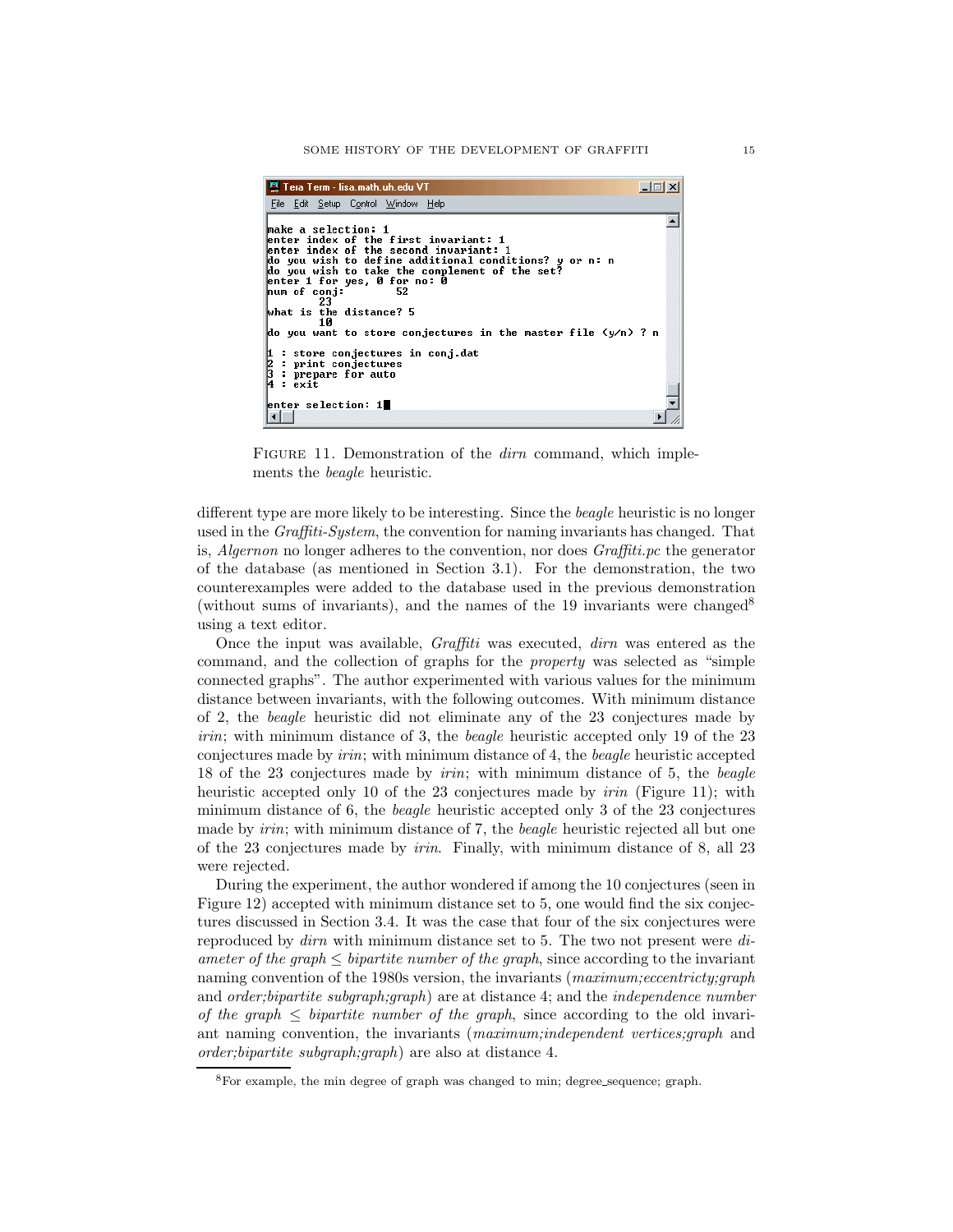```
make a selection: 1
enter index of the first invariant: 1
enter index of the second invariant: 1
do you wish to define additional conditions? y or n: n
do you wish to take the complement of the set?
enter 1 for yes, 0 for no: 0
num of conj:        52
        23
what is the distance? 5
        10
do you want to store conjectures in the master file (y/n) ? n

1 : store conjectures in conj.dat
2 : print conjectures
3 : prepare for auto
4 : exit

enter selection: 1
```

FIGURE 11. Demonstration of the *dirn* command, which implements the *beagle* heuristic.

different type are more likely to be interesting. Since the *beagle* heuristic is no longer used in the *Graffiti-System*, the convention for naming invariants has changed. That is, *Algernon* no longer adheres to the convention, nor does *Graffiti.pc* the generator of the database (as mentioned in Section 3.1). For the demonstration, the two counterexamples were added to the database used in the previous demonstration (without sums of invariants), and the names of the 19 invariants were changed[8] using a text editor.

Once the input was available, *Graffiti* was executed, *dirn* was entered as the command, and the collection of graphs for the *property* was selected as "simple connected graphs". The author experimented with various values for the minimum distance between invariants, with the following outcomes. With minimum distance of 2, the *beagle* heuristic did not eliminate any of the 23 conjectures made by *irin*; with minimum distance of 3, the *beagle* heuristic accepted only 19 of the 23 conjectures made by *irin*; with minimum distance of 4, the *beagle* heuristic accepted 18 of the 23 conjectures made by *irin*; with minimum distance of 5, the *beagle* heuristic accepted only 10 of the 23 conjectures made by *irin* (Figure 11); with minimum distance of 6, the *beagle* heuristic accepted only 3 of the 23 conjectures made by *irin*; with minimum distance of 7, the *beagle* heuristic rejected all but one of the 23 conjectures made by *irin*. Finally, with minimum distance of 8, all 23 were rejected.

During the experiment, the author wondered if among the 10 conjectures (seen in Figure 12) accepted with minimum distance set to 5, one would find the six conjectures discussed in Section 3.4. It was the case that four of the six conjectures were reproduced by *dirn* with minimum distance set to 5. The two not present were *diameter of the graph* $\leq$ *bipartite number of the graph*, since according to the invariant naming convention of the 1980s version, the invariants (*maximum;eccentricty;graph* and *order;bipartite subgraph;graph*) are at distance 4; and the *independence number of the graph* $\leq$ *bipartite number of the graph*, since according to the old invariant naming convention, the invariants (*maximum;independent vertices;graph* and *order;bipartite subgraph;graph*) are also at distance 4.

[8]For example, the min degree of graph was changed to min; degree_sequence; graph.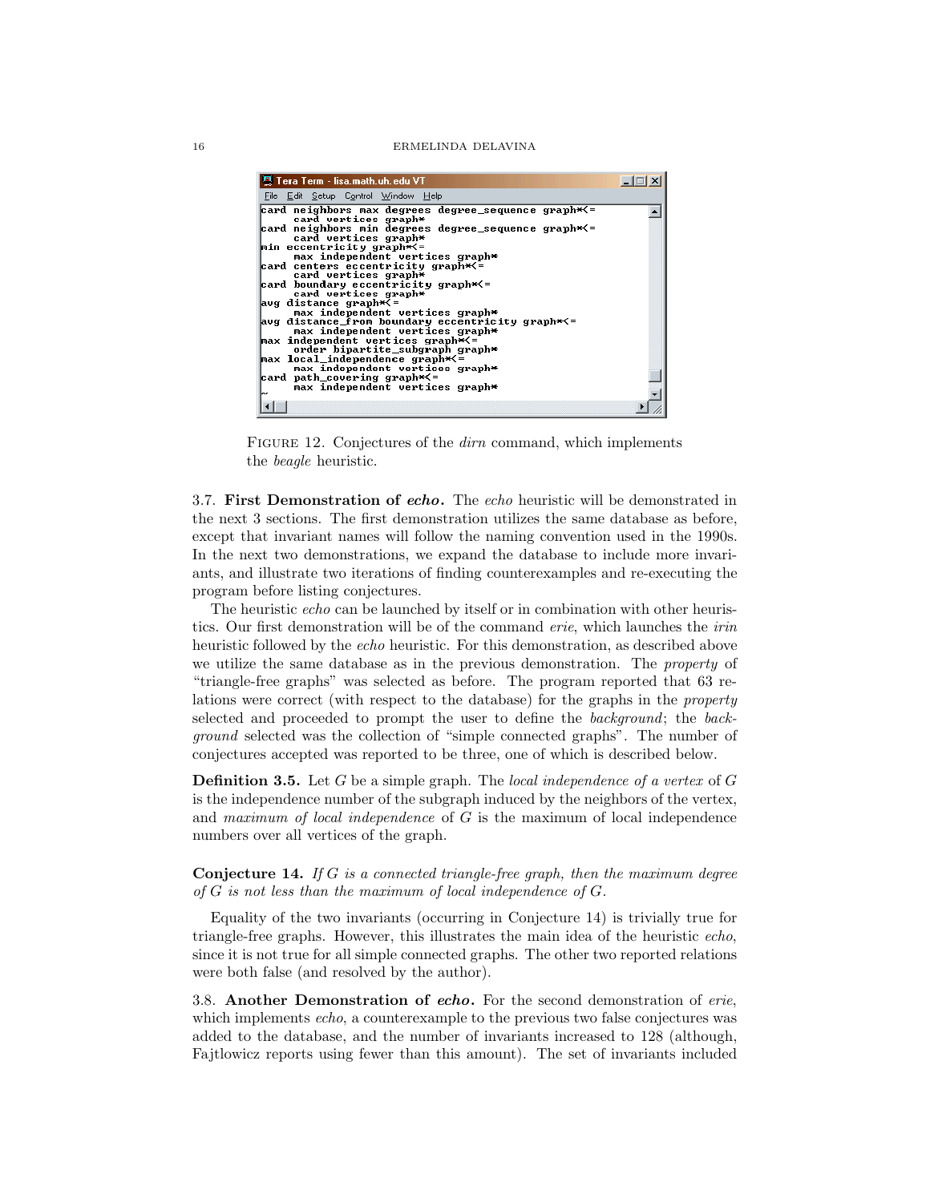```
card neighbors max degrees degree_sequence graph*<=
     card vertices graph*
card neighbors min degrees degree_sequence graph*<=
     card vertices graph*
min eccentricity graph*<=
     max independent vertices graph*
card centers eccentricity graph*<=
     card vertices graph*
card boundary eccentricity graph*<=
     card vertices graph*
avg distance graph*<=
     max independent vertices graph*
avg distance_from boundary eccentricity graph*<=
     max independent vertices graph*
max independent vertices graph*<=
     order bipartite_subgraph graph*
max local_independence graph*<=
     max independent vertices graph*
card path_covering graph*<=
     max independent vertices graph*
~
```

Figure 12. Conjectures of the *dirn* command, which implements the *beagle* heuristic.

### 3.7. First Demonstration of *echo*.

The *echo* heuristic will be demonstrated in the next 3 sections. The first demonstration utilizes the same database as before, except that invariant names will follow the naming convention used in the 1990s. In the next two demonstrations, we expand the database to include more invariants, and illustrate two iterations of finding counterexamples and re-executing the program before listing conjectures.

The heuristic *echo* can be launched by itself or in combination with other heuristics. Our first demonstration will be of the command *erie*, which launches the *irin* heuristic followed by the *echo* heuristic. For this demonstration, as described above we utilize the same database as in the previous demonstration. The *property* of "triangle-free graphs" was selected as before. The program reported that 63 relations were correct (with respect to the database) for the graphs in the *property* selected and proceeded to prompt the user to define the *background*; the *background* selected was the collection of "simple connected graphs". The number of conjectures accepted was reported to be three, one of which is described below.

**Definition 3.5.** Let $G$ be a simple graph. The *local independence of a vertex* of $G$ is the independence number of the subgraph induced by the neighbors of the vertex, and *maximum of local independence* of $G$ is the maximum of local independence numbers over all vertices of the graph.

**Conjecture 14.** *If $G$ is a connected triangle-free graph, then the maximum degree of $G$ is not less than the maximum of local independence of $G$.*

Equality of the two invariants (occurring in Conjecture 14) is trivially true for triangle-free graphs. However, this illustrates the main idea of the heuristic *echo*, since it is not true for all simple connected graphs. The other two reported relations were both false (and resolved by the author).

### 3.8. Another Demonstration of *echo*.

For the second demonstration of *erie*, which implements *echo*, a counterexample to the previous two false conjectures was added to the database, and the number of invariants increased to 128 (although, Fajtlowicz reports using fewer than this amount). The set of invariants included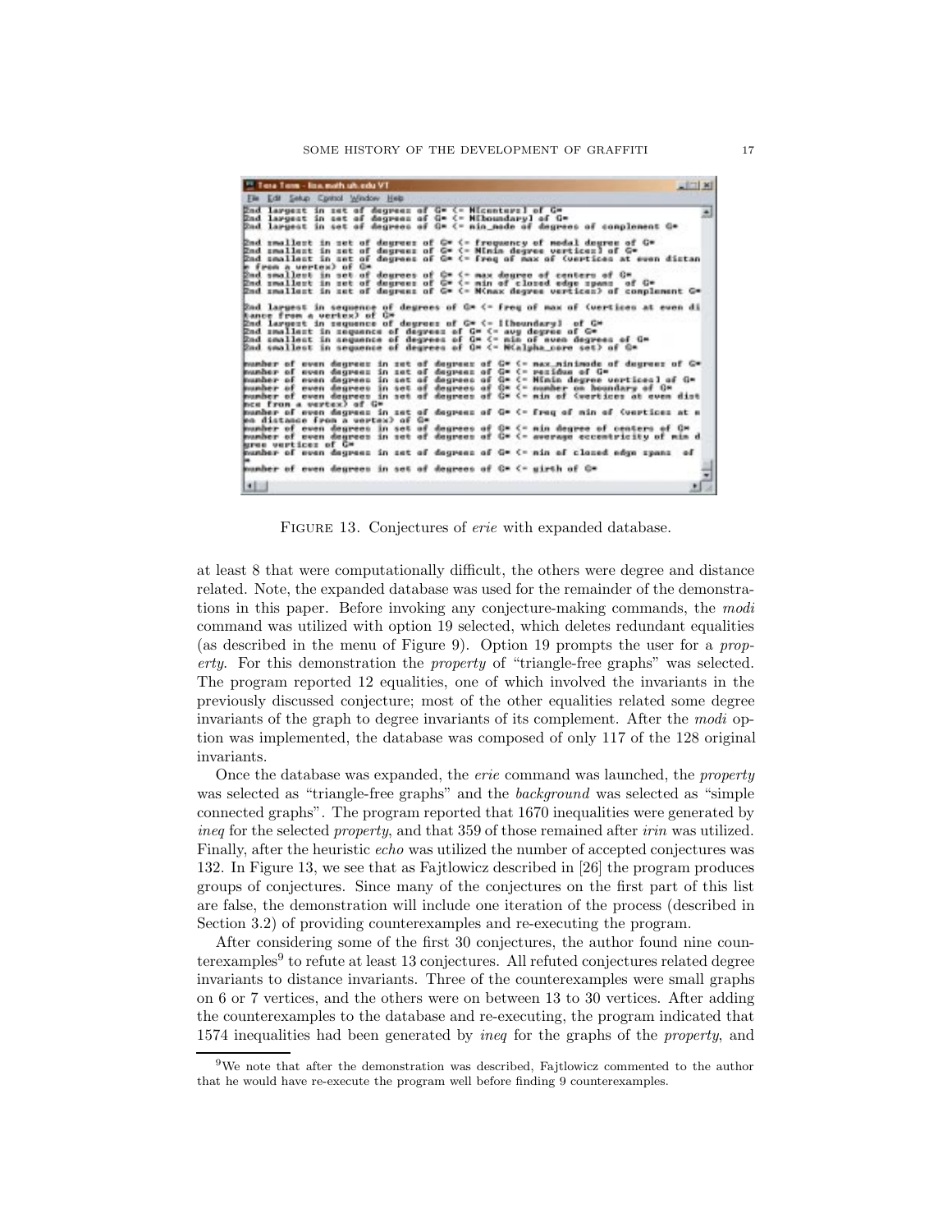Figure 13. Conjectures of *erie* with expanded database.

at least 8 that were computationally difficult, the others were degree and distance related. Note, the expanded database was used for the remainder of the demonstrations in this paper. Before invoking any conjecture-making commands, the *modi* command was utilized with option 19 selected, which deletes redundant equalities (as described in the menu of Figure 9). Option 19 prompts the user for a *property*. For this demonstration the *property* of "triangle-free graphs" was selected. The program reported 12 equalities, one of which involved the invariants in the previously discussed conjecture; most of the other equalities related some degree invariants of the graph to degree invariants of its complement. After the *modi* option was implemented, the database was composed of only 117 of the 128 original invariants.

Once the database was expanded, the *erie* command was launched, the *property* was selected as "triangle-free graphs" and the *background* was selected as "simple connected graphs". The program reported that 1670 inequalities were generated by *ineq* for the selected *property*, and that 359 of those remained after *irin* was utilized. Finally, after the heuristic *echo* was utilized the number of accepted conjectures was 132. In Figure 13, we see that as Fajtlowicz described in [26] the program produces groups of conjectures. Since many of the conjectures on the first part of this list are false, the demonstration will include one iteration of the process (described in Section 3.2) of providing counterexamples and re-executing the program.

After considering some of the first 30 conjectures, the author found nine counterexamples[9] to refute at least 13 conjectures. All refuted conjectures related degree invariants to distance invariants. Three of the counterexamples were small graphs on 6 or 7 vertices, and the others were on between 13 to 30 vertices. After adding the counterexamples to the database and re-executing, the program indicated that 1574 inequalities had been generated by *ineq* for the graphs of the *property*, and

[9] We note that after the demonstration was described, Fajtlowicz commented to the author that he would have re-execute the program well before finding 9 counterexamples.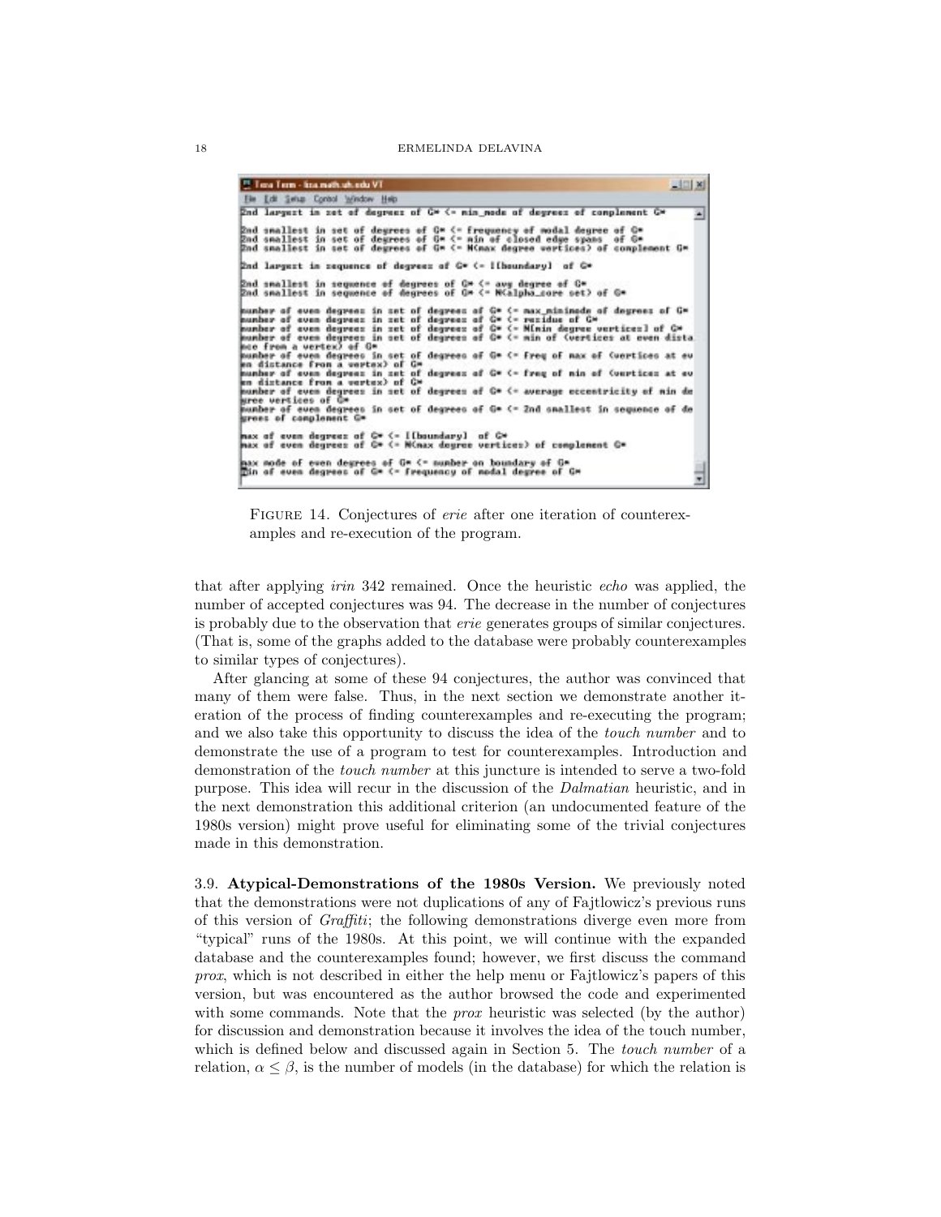```
2nd largest in set of degrees of G* <- min_mode of degrees of complement G*

2nd smallest in set of degrees of G* <- frequency of modal degree of G*
2nd smallest in set of degrees of G* <- min of closed edge spans  of G*
2nd smallest in set of degrees of G* <- N(max degree vertices) of complement G*

2nd largest in sequence of degrees of G* <- I[boundary]  of G*

2nd smallest in sequence of degrees of G* <- avg degree of G*
2nd smallest in sequence of degrees of G* <- N(alpha_core set) of G*

number of even degrees in set of degrees of G* <- max_minimode of degrees of G*
number of even degrees in set of degrees of G* <- residue of G*
number of even degrees in set of degrees of G* <- N[min degree vertices] of G*
number of even degrees in set of degrees of G* <- min of (vertices at even distance from a vertex) of G*
number of even degrees in set of degrees of G* <- freq of max of (vertices at even distance from a vertex) of G*
number of even degrees in set of degrees of G* <- freq of min of (vertices at even distance from a vertex) of G*
number of even degrees in set of degrees of G* <- average eccentricity of min degree vertices of G*
number of even degrees in set of degrees of G* <- 2nd smallest in sequence of degrees of complement G*

max of even degrees of G* <- I[boundary]  of G*
max of even degrees of G* <- N(max degree vertices) of complement G*

max mode of even degrees of G* <- number on boundary of G*
min of even degrees of G* <- frequency of modal degree of G*
```

Figure 14. Conjectures of *erie* after one iteration of counterexamples and re-execution of the program.

that after applying *irin* 342 remained. Once the heuristic *echo* was applied, the number of accepted conjectures was 94. The decrease in the number of conjectures is probably due to the observation that *erie* generates groups of similar conjectures. (That is, some of the graphs added to the database were probably counterexamples to similar types of conjectures).

After glancing at some of these 94 conjectures, the author was convinced that many of them were false. Thus, in the next section we demonstrate another iteration of the process of finding counterexamples and re-executing the program; and we also take this opportunity to discuss the idea of the *touch number* and to demonstrate the use of a program to test for counterexamples. Introduction and demonstration of the *touch number* at this juncture is intended to serve a two-fold purpose. This idea will recur in the discussion of the *Dalmatian* heuristic, and in the next demonstration this additional criterion (an undocumented feature of the 1980s version) might prove useful for eliminating some of the trivial conjectures made in this demonstration.

**3.9. Atypical-Demonstrations of the 1980s Version.** We previously noted that the demonstrations were not duplications of any of Fajtlowicz's previous runs of this version of *Graffiti*; the following demonstrations diverge even more from "typical" runs of the 1980s. At this point, we will continue with the expanded database and the counterexamples found; however, we first discuss the command *prox*, which is not described in either the help menu or Fajtlowicz's papers of this version, but was encountered as the author browsed the code and experimented with some commands. Note that the *prox* heuristic was selected (by the author) for discussion and demonstration because it involves the idea of the touch number, which is defined below and discussed again in Section 5. The *touch number* of a relation, $\alpha \leq \beta$, is the number of models (in the database) for which the relation is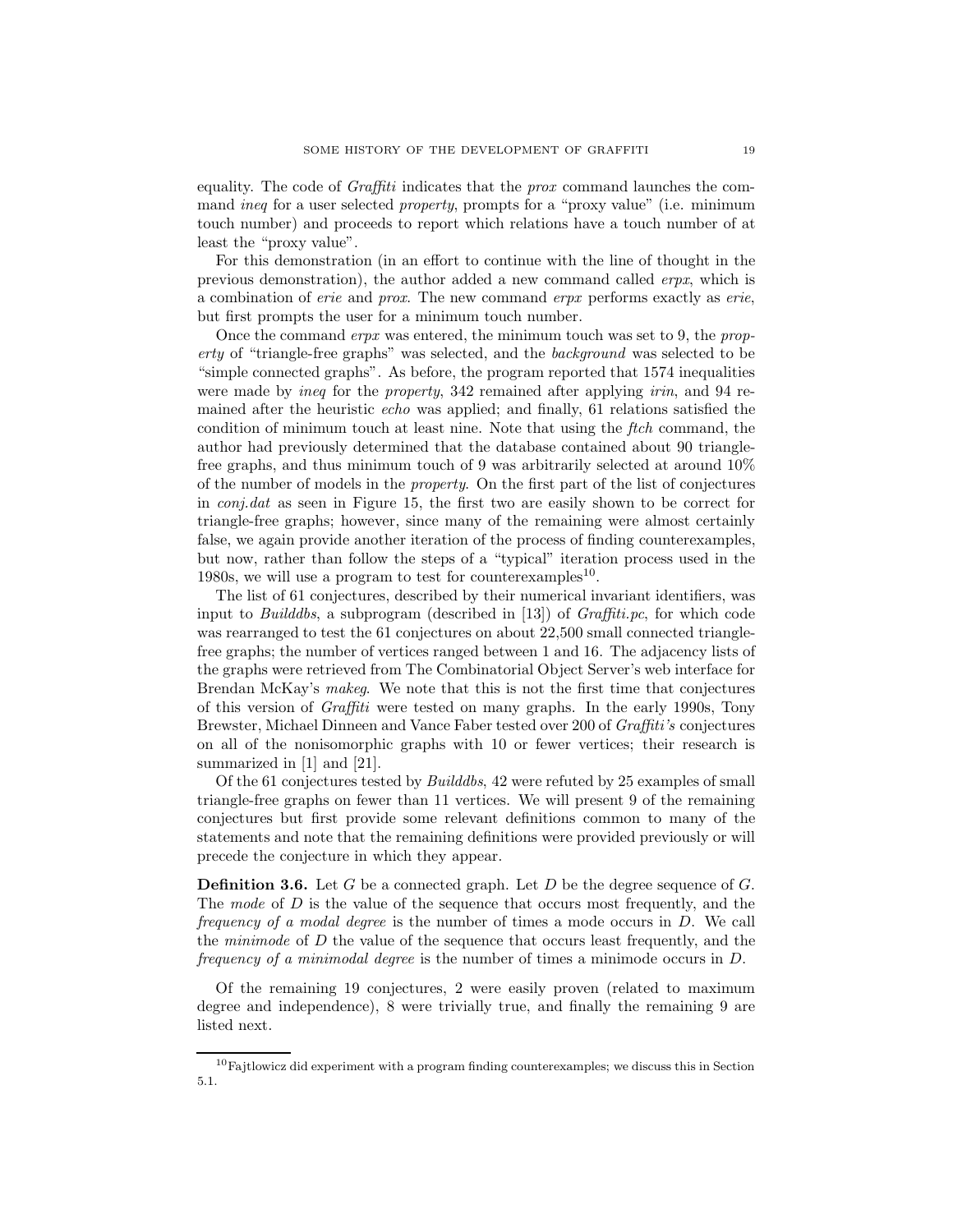equality. The code of *Graffiti* indicates that the *prox* command launches the command *ineq* for a user selected *property*, prompts for a "proxy value" (i.e. minimum touch number) and proceeds to report which relations have a touch number of at least the "proxy value".

For this demonstration (in an effort to continue with the line of thought in the previous demonstration), the author added a new command called *erpx*, which is a combination of *erie* and *prox*. The new command *erpx* performs exactly as *erie*, but first prompts the user for a minimum touch number.

Once the command *erpx* was entered, the minimum touch was set to 9, the *property* of "triangle-free graphs" was selected, and the *background* was selected to be "simple connected graphs". As before, the program reported that 1574 inequalities were made by *ineq* for the *property*, 342 remained after applying *irin*, and 94 remained after the heuristic *echo* was applied; and finally, 61 relations satisfied the condition of minimum touch at least nine. Note that using the *ftch* command, the author had previously determined that the database contained about 90 triangle-free graphs, and thus minimum touch of 9 was arbitrarily selected at around 10% of the number of models in the *property*. On the first part of the list of conjectures in *conj.dat* as seen in Figure 15, the first two are easily shown to be correct for triangle-free graphs; however, since many of the remaining were almost certainly false, we again provide another iteration of the process of finding counterexamples, but now, rather than follow the steps of a "typical" iteration process used in the 1980s, we will use a program to test for counterexamples[10].

The list of 61 conjectures, described by their numerical invariant identifiers, was input to *Builddbs*, a subprogram (described in [13]) of *Graffiti.pc*, for which code was rearranged to test the 61 conjectures on about 22,500 small connected triangle-free graphs; the number of vertices ranged between 1 and 16. The adjacency lists of the graphs were retrieved from The Combinatorial Object Server's web interface for Brendan McKay's *makeg*. We note that this is not the first time that conjectures of this version of *Graffiti* were tested on many graphs. In the early 1990s, Tony Brewster, Michael Dinneen and Vance Faber tested over 200 of *Graffiti's* conjectures on all of the nonisomorphic graphs with 10 or fewer vertices; their research is summarized in [1] and [21].

Of the 61 conjectures tested by *Builddbs*, 42 were refuted by 25 examples of small triangle-free graphs on fewer than 11 vertices. We will present 9 of the remaining conjectures but first provide some relevant definitions common to many of the statements and note that the remaining definitions were provided previously or will precede the conjecture in which they appear.

**Definition 3.6.** Let $G$ be a connected graph. Let $D$ be the degree sequence of $G$. The *mode* of $D$ is the value of the sequence that occurs most frequently, and the *frequency of a modal degree* is the number of times a mode occurs in $D$. We call the *minimode* of $D$ the value of the sequence that occurs least frequently, and the *frequency of a minimodal degree* is the number of times a minimode occurs in $D$.

Of the remaining 19 conjectures, 2 were easily proven (related to maximum degree and independence), 8 were trivially true, and finally the remaining 9 are listed next.

[10] Fajtlowicz did experiment with a program finding counterexamples; we discuss this in Section 5.1.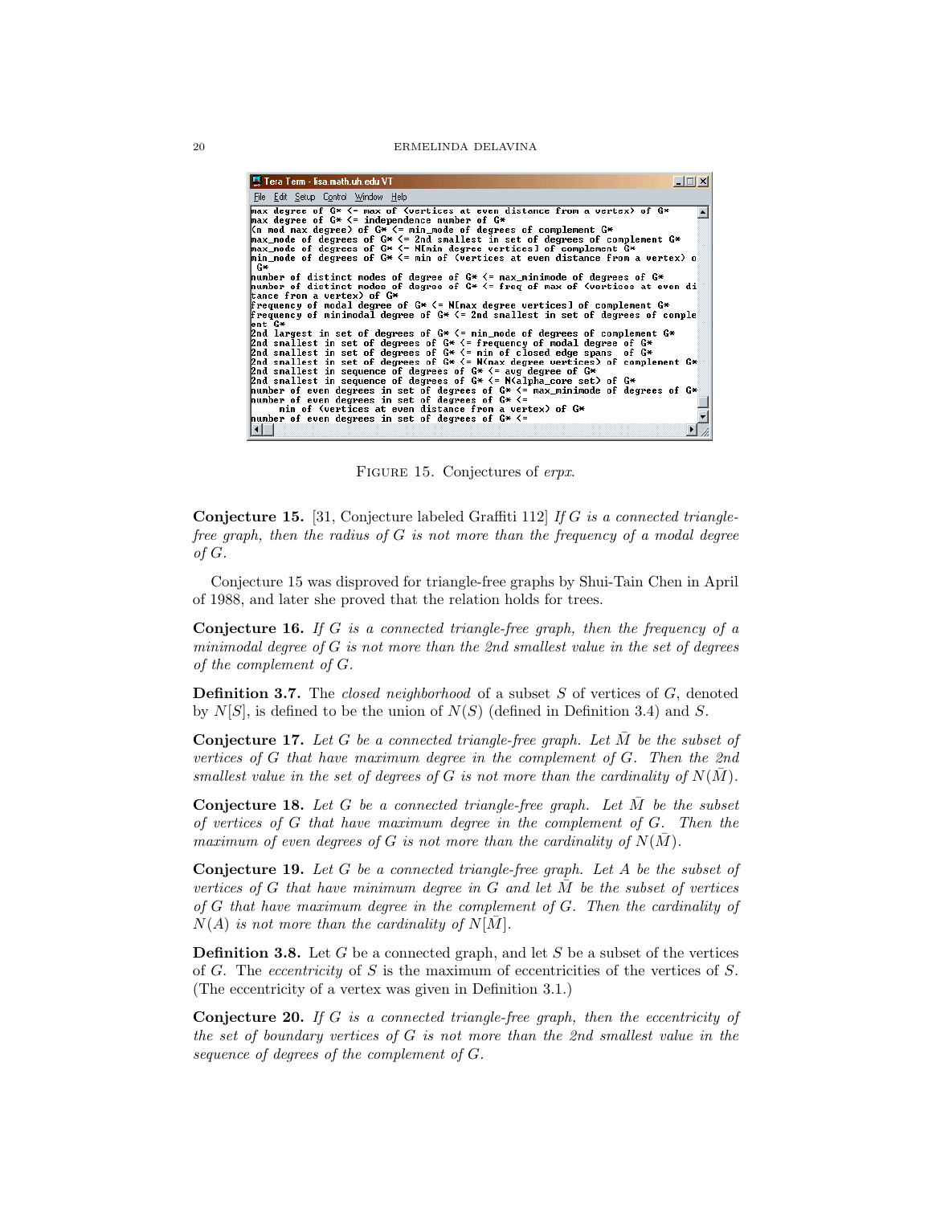```
Tera Term - lisa.math.uh.edu VT
File  Edit  Setup  Control  Window  Help
max degree of G* <= max of (vertices at even distance from a vertex) of G*
max degree of G* <= independence number of G*
(n mod max degree) of G* <= min_mode of degrees of complement G*
max_mode of degrees of G* <= 2nd smallest in set of degrees of complement G*
max_mode of degrees of G* <= N[min degree vertices] of complement G*
min_mode of degrees of G* <= min of (vertices at even distance from a vertex) o
 G*
number of distinct modes of degree of G* <= max_minimode of degrees of G*
number of distinct modes of degree of G* <= freq of max of (vertices at even di
tance from a vertex) of G*
frequency of modal degree of G* <= N[max degree vertices] of complement G*
frequency of minimodal degree of G* <= 2nd smallest in set of degrees of comple
ent G*
2nd largest in set of degrees of G* <= min_mode of degrees of complement G*
2nd smallest in set of degrees of G* <= frequency of modal degree of G*
2nd smallest in set of degrees of G* <= min of closed edge spans  of G*
2nd smallest in set of degrees of G* <= N(max degree vertices) of complement G*
2nd smallest in sequence of degrees of G* <= avg degree of G*
2nd smallest in sequence of degrees of G* <= N(alpha_core set) of G*
number of even degrees in set of degrees of G* <= max_minimode of degrees of G*
number of even degrees in set of degrees of G* <=
     min of (vertices at even distance from a vertex) of G*
number of even degrees in set of degrees of G* <=
```

FIGURE 15. Conjectures of *erpx*.

**Conjecture 15.** [31, Conjecture labeled Graffiti 112] *If $G$ is a connected triangle-free graph, then the radius of $G$ is not more than the frequency of a modal degree of $G$.*

Conjecture 15 was disproved for triangle-free graphs by Shui-Tain Chen in April of 1988, and later she proved that the relation holds for trees.

**Conjecture 16.** *If $G$ is a connected triangle-free graph, then the frequency of a minimodal degree of $G$ is not more than the 2nd smallest value in the set of degrees of the complement of $G$.*

**Definition 3.7.** The *closed neighborhood* of a subset $S$ of vertices of $G$, denoted by $N[S]$, is defined to be the union of $N(S)$ (defined in Definition 3.4) and $S$.

**Conjecture 17.** *Let $G$ be a connected triangle-free graph. Let $\bar{M}$ be the subset of vertices of $G$ that have maximum degree in the complement of $G$. Then the 2nd smallest value in the set of degrees of $G$ is not more than the cardinality of $N(\bar{M})$.*

**Conjecture 18.** *Let $G$ be a connected triangle-free graph. Let $\bar{M}$ be the subset of vertices of $G$ that have maximum degree in the complement of $G$. Then the maximum of even degrees of $G$ is not more than the cardinality of $N(\bar{M})$.*

**Conjecture 19.** *Let $G$ be a connected triangle-free graph. Let $A$ be the subset of vertices of $G$ that have minimum degree in $G$ and let $\bar{M}$ be the subset of vertices of $G$ that have maximum degree in the complement of $G$. Then the cardinality of $N(A)$ is not more than the cardinality of $N[\bar{M}]$.*

**Definition 3.8.** Let $G$ be a connected graph, and let $S$ be a subset of the vertices of $G$. The *eccentricity* of $S$ is the maximum of eccentricities of the vertices of $S$. (The eccentricity of a vertex was given in Definition 3.1.)

**Conjecture 20.** *If $G$ is a connected triangle-free graph, then the eccentricity of the set of boundary vertices of $G$ is not more than the 2nd smallest value in the sequence of degrees of the complement of $G$.*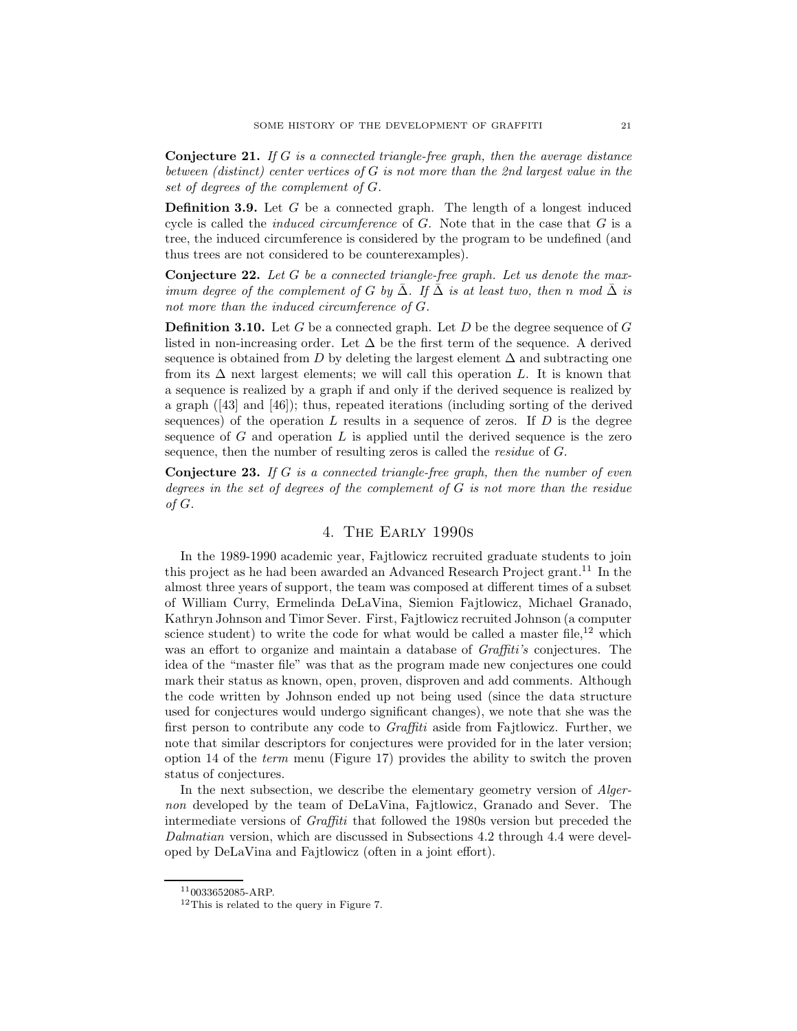**Conjecture 21.** *If $G$ is a connected triangle-free graph, then the average distance between (distinct) center vertices of $G$ is not more than the 2nd largest value in the set of degrees of the complement of $G$.*

**Definition 3.9.** Let $G$ be a connected graph. The length of a longest induced cycle is called the *induced circumference* of $G$. Note that in the case that $G$ is a tree, the induced circumference is considered by the program to be undefined (and thus trees are not considered to be counterexamples).

**Conjecture 22.** *Let $G$ be a connected triangle-free graph. Let us denote the maximum degree of the complement of $G$ by $\bar{\Delta}$. If $\bar{\Delta}$ is at least two, then $n$ mod $\bar{\Delta}$ is not more than the induced circumference of $G$.*

**Definition 3.10.** Let $G$ be a connected graph. Let $D$ be the degree sequence of $G$ listed in non-increasing order. Let $\Delta$ be the first term of the sequence. A derived sequence is obtained from $D$ by deleting the largest element $\Delta$ and subtracting one from its $\Delta$ next largest elements; we will call this operation $L$. It is known that a sequence is realized by a graph if and only if the derived sequence is realized by a graph ([43] and [46]); thus, repeated iterations (including sorting of the derived sequences) of the operation $L$ results in a sequence of zeros. If $D$ is the degree sequence of $G$ and operation $L$ is applied until the derived sequence is the zero sequence, then the number of resulting zeros is called the *residue* of $G$.

**Conjecture 23.** *If $G$ is a connected triangle-free graph, then the number of even degrees in the set of degrees of the complement of $G$ is not more than the residue of $G$.*

## 4. The Early 1990s

In the 1989-1990 academic year, Fajtlowicz recruited graduate students to join this project as he had been awarded an Advanced Research Project grant.[11] In the almost three years of support, the team was composed at different times of a subset of William Curry, Ermelinda DeLaVina, Siemion Fajtlowicz, Michael Granado, Kathryn Johnson and Timor Sever. First, Fajtlowicz recruited Johnson (a computer science student) to write the code for what would be called a master file,[12] which was an effort to organize and maintain a database of *Graffiti's* conjectures. The idea of the "master file" was that as the program made new conjectures one could mark their status as known, open, proven, disproven and add comments. Although the code written by Johnson ended up not being used (since the data structure used for conjectures would undergo significant changes), we note that she was the first person to contribute any code to *Graffiti* aside from Fajtlowicz. Further, we note that similar descriptors for conjectures were provided for in the later version; option 14 of the *term* menu (Figure 17) provides the ability to switch the proven status of conjectures.

In the next subsection, we describe the elementary geometry version of *Algernon* developed by the team of DeLaVina, Fajtlowicz, Granado and Sever. The intermediate versions of *Graffiti* that followed the 1980s version but preceded the *Dalmatian* version, which are discussed in Subsections 4.2 through 4.4 were developed by DeLaVina and Fajtlowicz (often in a joint effort).

[11] 0033652085-ARP.

[12] This is related to the query in Figure 7.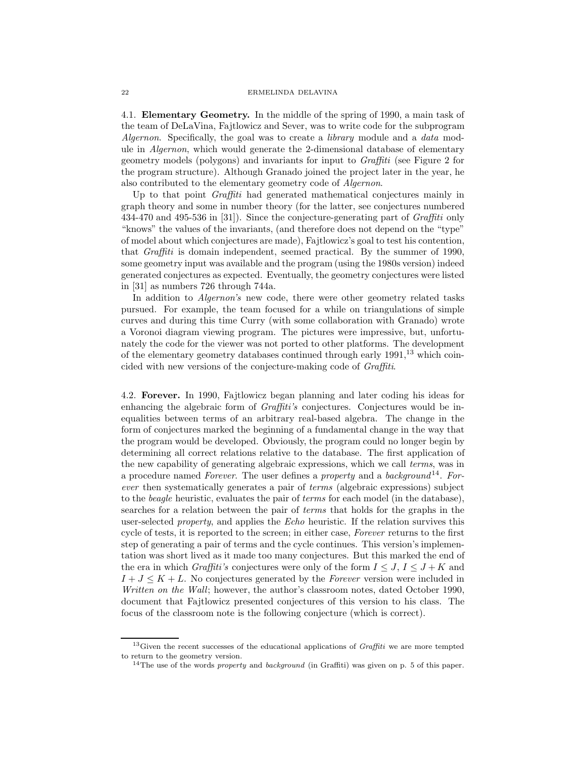4.1. **Elementary Geometry.** In the middle of the spring of 1990, a main task of the team of DeLaVina, Fajtlowicz and Sever, was to write code for the subprogram *Algernon*. Specifically, the goal was to create a *library* module and a *data* module in *Algernon*, which would generate the 2-dimensional database of elementary geometry models (polygons) and invariants for input to *Graffiti* (see Figure 2 for the program structure). Although Granado joined the project later in the year, he also contributed to the elementary geometry code of *Algernon*.

Up to that point *Graffiti* had generated mathematical conjectures mainly in graph theory and some in number theory (for the latter, see conjectures numbered 434-470 and 495-536 in [31]). Since the conjecture-generating part of *Graffiti* only "knows" the values of the invariants, (and therefore does not depend on the "type" of model about which conjectures are made), Fajtlowicz's goal to test his contention, that *Graffiti* is domain independent, seemed practical. By the summer of 1990, some geometry input was available and the program (using the 1980s version) indeed generated conjectures as expected. Eventually, the geometry conjectures were listed in [31] as numbers 726 through 744a.

In addition to *Algernon's* new code, there were other geometry related tasks pursued. For example, the team focused for a while on triangulations of simple curves and during this time Curry (with some collaboration with Granado) wrote a Voronoi diagram viewing program. The pictures were impressive, but, unfortunately the code for the viewer was not ported to other platforms. The development of the elementary geometry databases continued through early 1991,[13] which coincided with new versions of the conjecture-making code of *Graffiti*.

4.2. **Forever.** In 1990, Fajtlowicz began planning and later coding his ideas for enhancing the algebraic form of *Graffiti's* conjectures. Conjectures would be inequalities between terms of an arbitrary real-based algebra. The change in the form of conjectures marked the beginning of a fundamental change in the way that the program would be developed. Obviously, the program could no longer begin by determining all correct relations relative to the database. The first application of the new capability of generating algebraic expressions, which we call *terms*, was in a procedure named *Forever*. The user defines a *property* and a *background*[14]. *Forever* then systematically generates a pair of *terms* (algebraic expressions) subject to the *beagle* heuristic, evaluates the pair of *terms* for each model (in the database), searches for a relation between the pair of *terms* that holds for the graphs in the user-selected *property*, and applies the *Echo* heuristic. If the relation survives this cycle of tests, it is reported to the screen; in either case, *Forever* returns to the first step of generating a pair of terms and the cycle continues. This version's implementation was short lived as it made too many conjectures. But this marked the end of the era in which *Graffiti's* conjectures were only of the form $I \leq J$, $I \leq J + K$ and $I + J \leq K + L$. No conjectures generated by the *Forever* version were included in *Written on the Wall*; however, the author's classroom notes, dated October 1990, document that Fajtlowicz presented conjectures of this version to his class. The focus of the classroom note is the following conjecture (which is correct).

---

[13] Given the recent successes of the educational applications of *Graffiti* we are more tempted to return to the geometry version.

[14] The use of the words *property* and *background* (in Graffiti) was given on p. 5 of this paper.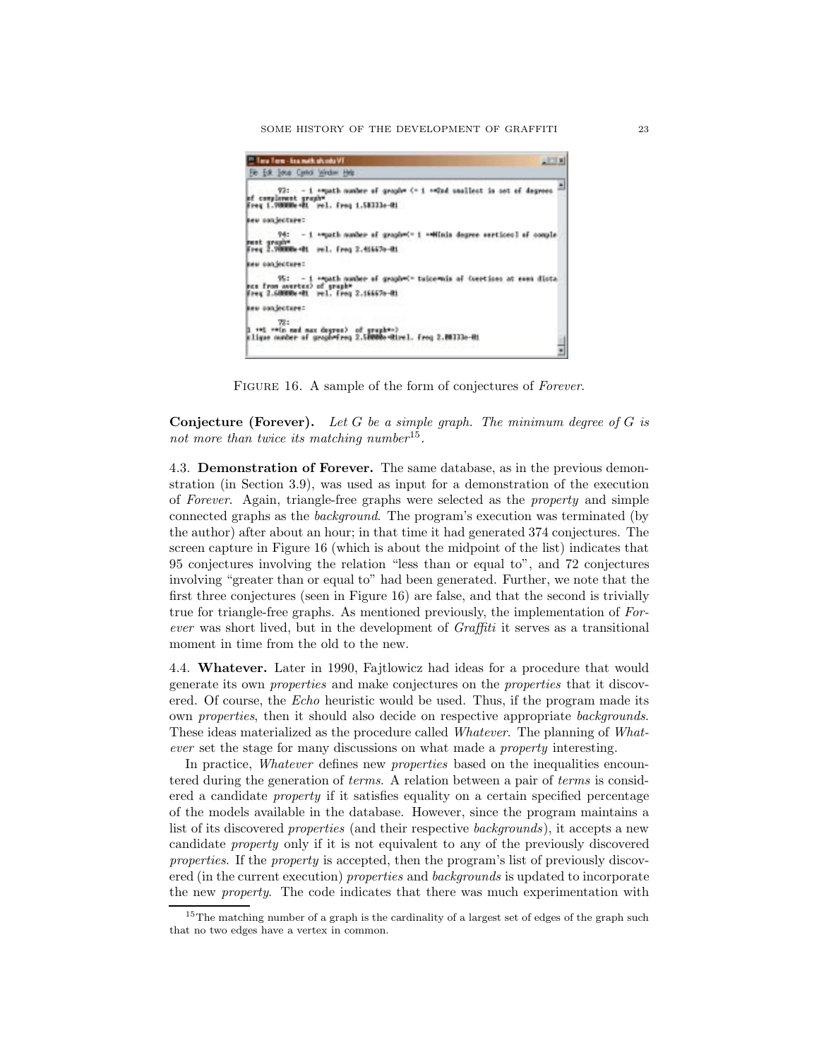FIGURE 16. A sample of the form of conjectures of *Forever*.

**Conjecture (Forever).** *Let $G$ be a simple graph. The minimum degree of $G$ is not more than twice its matching number*[15].

### 4.3. Demonstration of Forever.

The same database, as in the previous demonstration (in Section 3.9), was used as input for a demonstration of the execution of *Forever*. Again, triangle-free graphs were selected as the *property* and simple connected graphs as the *background*. The program's execution was terminated (by the author) after about an hour; in that time it had generated 374 conjectures. The screen capture in Figure 16 (which is about the midpoint of the list) indicates that 95 conjectures involving the relation "less than or equal to", and 72 conjectures involving "greater than or equal to" had been generated. Further, we note that the first three conjectures (seen in Figure 16) are false, and that the second is trivially true for triangle-free graphs. As mentioned previously, the implementation of *Forever* was short lived, but in the development of *Graffiti* it serves as a transitional moment in time from the old to the new.

### 4.4. Whatever.

Later in 1990, Fajtlowicz had ideas for a procedure that would generate its own *properties* and make conjectures on the *properties* that it discovered. Of course, the *Echo* heuristic would be used. Thus, if the program made its own *properties*, then it should also decide on respective appropriate *backgrounds*. These ideas materialized as the procedure called *Whatever*. The planning of *Whatever* set the stage for many discussions on what made a *property* interesting.

In practice, *Whatever* defines new *properties* based on the inequalities encountered during the generation of *terms*. A relation between a pair of *terms* is considered a candidate *property* if it satisfies equality on a certain specified percentage of the models available in the database. However, since the program maintains a list of its discovered *properties* (and their respective *backgrounds*), it accepts a new candidate *property* only if it is not equivalent to any of the previously discovered *properties*. If the *property* is accepted, then the program's list of previously discovered (in the current execution) *properties* and *backgrounds* is updated to incorporate the new *property*. The code indicates that there was much experimentation with

[15] The matching number of a graph is the cardinality of a largest set of edges of the graph such that no two edges have a vertex in common.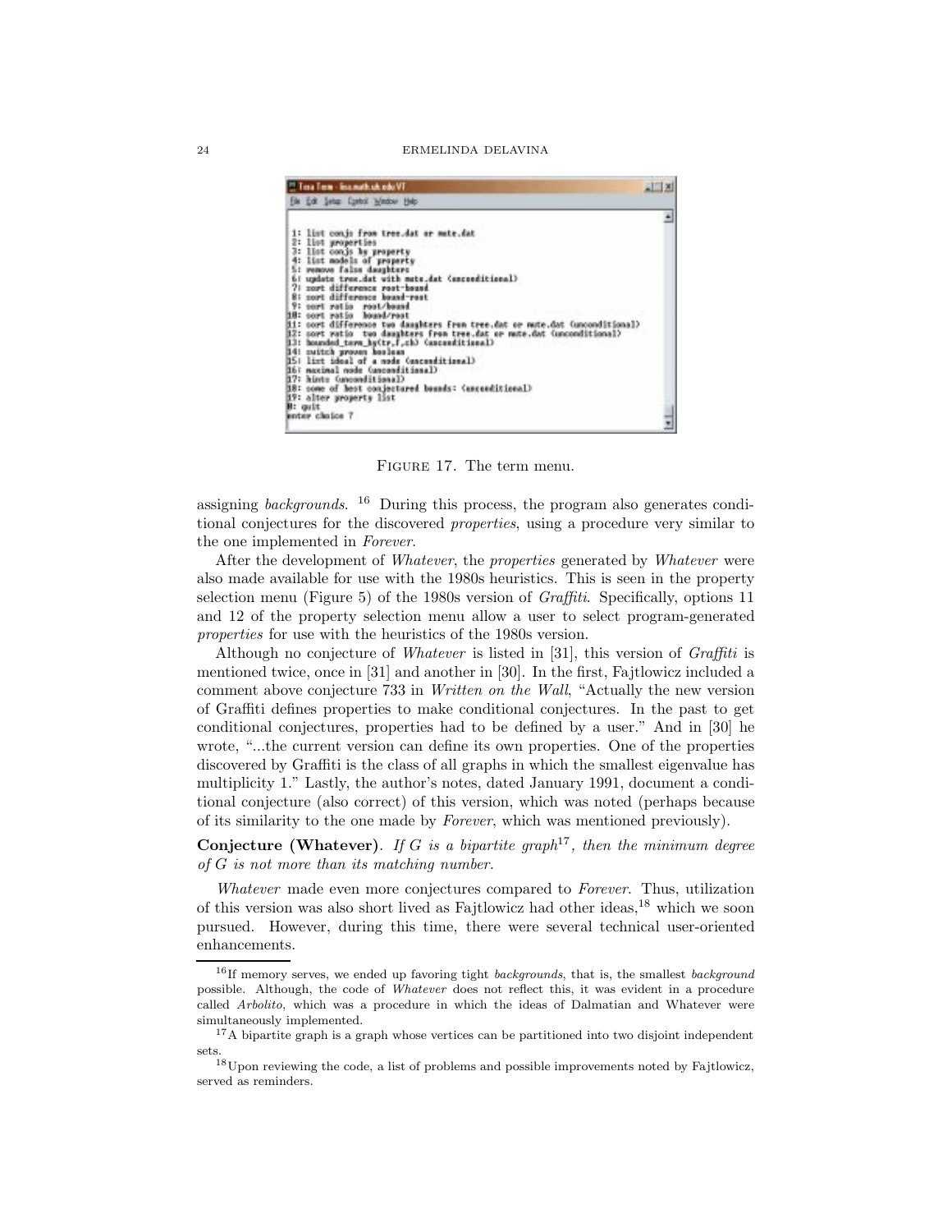```
1: list conjs from tree.dat or mate.dat
2: list properties
3: list conjs by property
4: list models of property
5: remove false daughters
6: update tree.dat with mate.dat (unconditional)
7: sort difference root-bound
8: sort difference bound-root
9: sort ratio  root/bound
10: sort ratio  bound/root
11: sort difference two daughters from tree.dat or mate.dat (unconditional)
12: sort ratio  two daughters from tree.dat or mate.dat (unconditional)
13: bounded_term_by(tr,f,ch) (unconditional)
14: switch proven boolean
15: list ideal of a node (unconditional)
16: maximal node (unconditional)
17: hints (unconditional)
18: some of best conjectured bounds: (unconditional)
19: alter property list
0: quit
enter choice ?
```

Figure 17. The term menu.

assigning *backgrounds*. [16] During this process, the program also generates conditional conjectures for the discovered *properties*, using a procedure very similar to the one implemented in *Forever*.

After the development of *Whatever*, the *properties* generated by *Whatever* were also made available for use with the 1980s heuristics. This is seen in the property selection menu (Figure 5) of the 1980s version of *Graffiti*. Specifically, options 11 and 12 of the property selection menu allow a user to select program-generated *properties* for use with the heuristics of the 1980s version.

Although no conjecture of *Whatever* is listed in [31], this version of *Graffiti* is mentioned twice, once in [31] and another in [30]. In the first, Fajtlowicz included a comment above conjecture 733 in *Written on the Wall*, "Actually the new version of Graffiti defines properties to make conditional conjectures. In the past to get conditional conjectures, properties had to be defined by a user." And in [30] he wrote, "...the current version can define its own properties. One of the properties discovered by Graffiti is the class of all graphs in which the smallest eigenvalue has multiplicity 1." Lastly, the author's notes, dated January 1991, document a conditional conjecture (also correct) of this version, which was noted (perhaps because of its similarity to the one made by *Forever*, which was mentioned previously).

**Conjecture (Whatever).** *If $G$ is a bipartite graph*[17]*, then the minimum degree of $G$ is not more than its matching number.*

*Whatever* made even more conjectures compared to *Forever*. Thus, utilization of this version was also short lived as Fajtlowicz had other ideas,[18] which we soon pursued. However, during this time, there were several technical user-oriented enhancements.

---

[16] If memory serves, we ended up favoring tight *backgrounds*, that is, the smallest *background* possible. Although, the code of *Whatever* does not reflect this, it was evident in a procedure called *Arbolito*, which was a procedure in which the ideas of Dalmatian and Whatever were simultaneously implemented.

[17] A bipartite graph is a graph whose vertices can be partitioned into two disjoint independent sets.

[18] Upon reviewing the code, a list of problems and possible improvements noted by Fajtlowicz, served as reminders.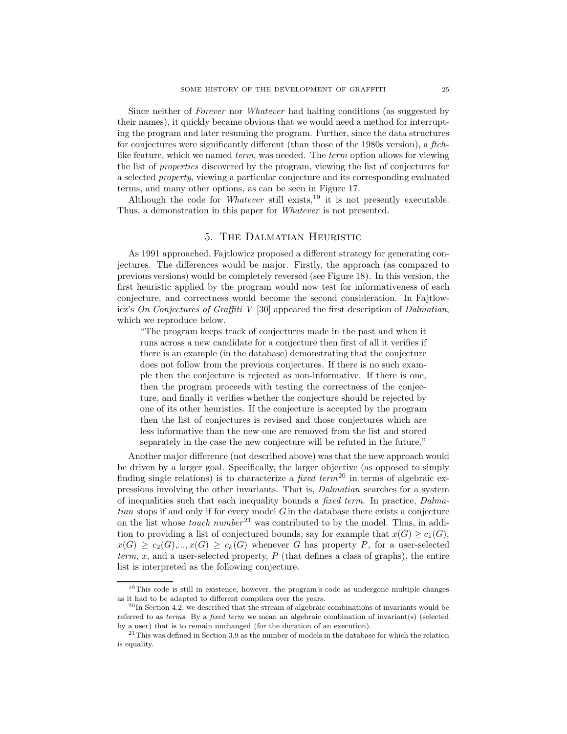Since neither of *Forever* nor *Whatever* had halting conditions (as suggested by their names), it quickly became obvious that we would need a method for interrupting the program and later resuming the program. Further, since the data structures for conjectures were significantly different (than those of the 1980s version), a *ftch*-like feature, which we named *term*, was needed. The *term* option allows for viewing the list of *properties* discovered by the program, viewing the list of conjectures for a selected *property*, viewing a particular conjecture and its corresponding evaluated terms, and many other options, as can be seen in Figure 17.

Although the code for *Whatever* still exists,[19] it is not presently executable. Thus, a demonstration in this paper for *Whatever* is not presented.

## 5. The Dalmatian Heuristic

As 1991 approached, Fajtlowicz proposed a different strategy for generating conjectures. The differences would be major. Firstly, the approach (as compared to previous versions) would be completely reversed (see Figure 18). In this version, the first heuristic applied by the program would now test for informativeness of each conjecture, and correctness would become the second consideration. In Fajtlowicz's *On Conjectures of Graffiti V* [30] appeared the first description of *Dalmatian*, which we reproduce below.

> "The program keeps track of conjectures made in the past and when it runs across a new candidate for a conjecture then first of all it verifies if there is an example (in the database) demonstrating that the conjecture does not follow from the previous conjectures. If there is no such example then the conjecture is rejected as non-informative. If there is one, then the program proceeds with testing the correctness of the conjecture, and finally it verifies whether the conjecture should be rejected by one of its other heuristics. If the conjecture is accepted by the program then the list of conjectures is revised and those conjectures which are less informative than the new one are removed from the list and stored separately in the case the new conjecture will be refuted in the future."

Another major difference (not described above) was that the new approach would be driven by a larger goal. Specifically, the larger objective (as opposed to simply finding single relations) is to characterize a *fixed term*[20] in terms of algebraic expressions involving the other invariants. That is, *Dalmatian* searches for a system of inequalities such that each inequality bounds a *fixed term*. In practice, *Dalmatian* stops if and only if for every model $G$ in the database there exists a conjecture on the list whose *touch number*[21] was contributed to by the model. Thus, in addition to providing a list of conjectured bounds, say for example that $x(G) \geq c_1(G)$, $x(G) \geq c_2(G)$,..., $x(G) \geq c_k(G)$ whenever $G$ has property $P$, for a user-selected *term*, $x$, and a user-selected property, $P$ (that defines a class of graphs), the entire list is interpreted as the following conjecture.

---

[19] This code is still in existence, however, the program's code as undergone multiple changes as it had to be adapted to different compilers over the years.

[20] In Section 4.2, we described that the stream of algebraic combinations of invariants would be referred to as *terms*. By a *fixed term* we mean an algebraic combination of invariant(s) (selected by a user) that is to remain unchanged (for the duration of an execution).

[21] This was defined in Section 3.9 as the number of models in the database for which the relation is equality.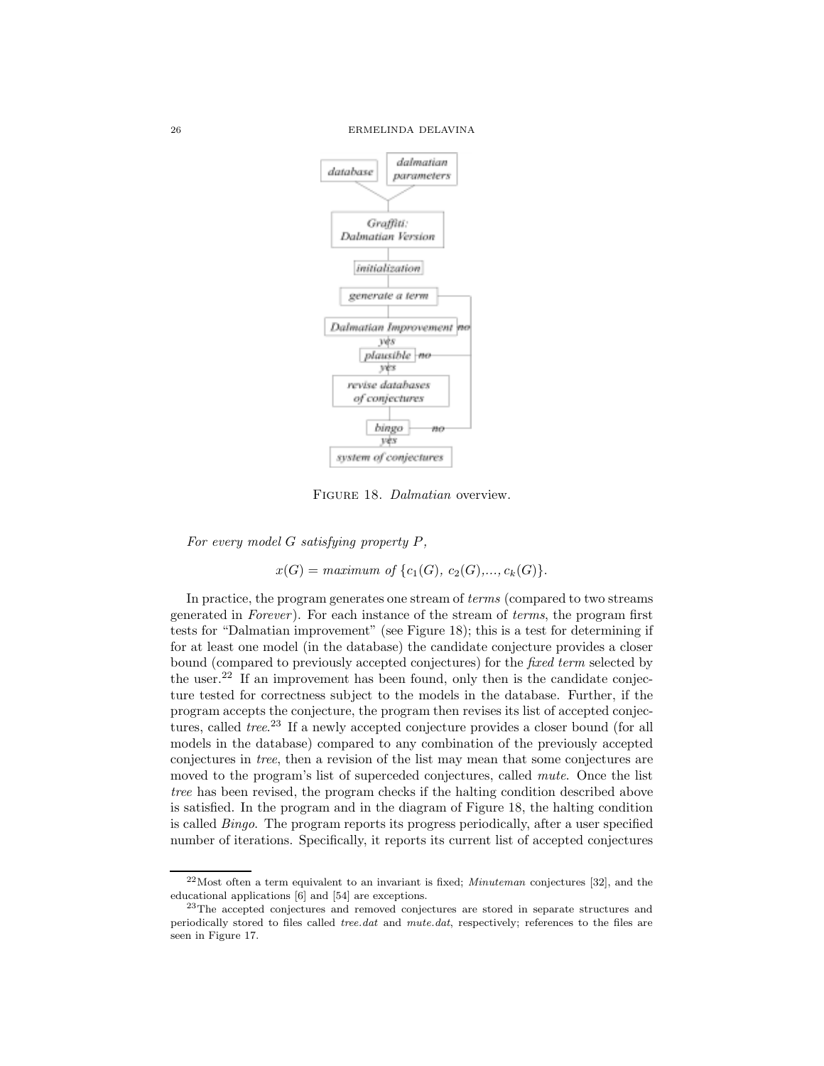Figure 18. *Dalmatian* overview.

*For every model G satisfying property P,*

$$x(G) = \textit{maximum of } \{c_1(G),\ c_2(G), \ldots, c_k(G)\}.$$

In practice, the program generates one stream of *terms* (compared to two streams generated in *Forever*). For each instance of the stream of *terms*, the program first tests for "Dalmatian improvement" (see Figure 18); this is a test for determining if for at least one model (in the database) the candidate conjecture provides a closer bound (compared to previously accepted conjectures) for the *fixed term* selected by the user.[22] If an improvement has been found, only then is the candidate conjecture tested for correctness subject to the models in the database. Further, if the program accepts the conjecture, the program then revises its list of accepted conjectures, called *tree*.[23] If a newly accepted conjecture provides a closer bound (for all models in the database) compared to any combination of the previously accepted conjectures in *tree*, then a revision of the list may mean that some conjectures are moved to the program's list of superceded conjectures, called *mute*. Once the list *tree* has been revised, the program checks if the halting condition described above is satisfied. In the program and in the diagram of Figure 18, the halting condition is called *Bingo*. The program reports its progress periodically, after a user specified number of iterations. Specifically, it reports its current list of accepted conjectures

[22] Most often a term equivalent to an invariant is fixed; *Minuteman* conjectures [32], and the educational applications [6] and [54] are exceptions.

[23] The accepted conjectures and removed conjectures are stored in separate structures and periodically stored to files called *tree.dat* and *mute.dat*, respectively; references to the files are seen in Figure 17.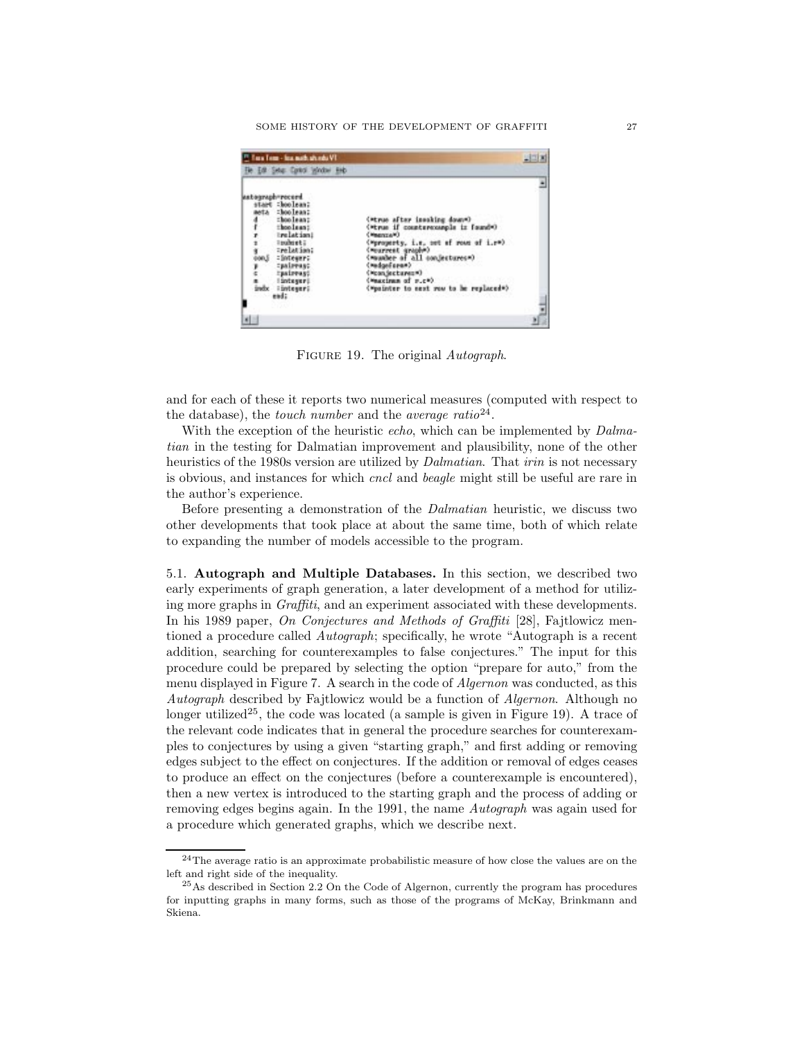FIGURE 19. The original *Autograph*.

and for each of these it reports two numerical measures (computed with respect to the database), the *touch number* and the *average ratio*[24].

With the exception of the heuristic *echo*, which can be implemented by *Dalmatian* in the testing for Dalmatian improvement and plausibility, none of the other heuristics of the 1980s version are utilized by *Dalmatian*. That *irin* is not necessary is obvious, and instances for which *cncl* and *beagle* might still be useful are rare in the author's experience.

Before presenting a demonstration of the *Dalmatian* heuristic, we discuss two other developments that took place at about the same time, both of which relate to expanding the number of models accessible to the program.

**5.1. Autograph and Multiple Databases.** In this section, we described two early experiments of graph generation, a later development of a method for utilizing more graphs in *Graffiti*, and an experiment associated with these developments. In his 1989 paper, *On Conjectures and Methods of Graffiti* [28], Fajtlowicz mentioned a procedure called *Autograph*; specifically, he wrote "Autograph is a recent addition, searching for counterexamples to false conjectures." The input for this procedure could be prepared by selecting the option "prepare for auto," from the menu displayed in Figure 7. A search in the code of *Algernon* was conducted, as this *Autograph* described by Fajtlowicz would be a function of *Algernon*. Although no longer utilized[25], the code was located (a sample is given in Figure 19). A trace of the relevant code indicates that in general the procedure searches for counterexamples to conjectures by using a given "starting graph," and first adding or removing edges subject to the effect on conjectures. If the addition or removal of edges ceases to produce an effect on the conjectures (before a counterexample is encountered), then a new vertex is introduced to the starting graph and the process of adding or removing edges begins again. In the 1991, the name *Autograph* was again used for a procedure which generated graphs, which we describe next.

[24] The average ratio is an approximate probabilistic measure of how close the values are on the left and right side of the inequality.

[25] As described in Section 2.2 On the Code of Algernon, currently the program has procedures for inputting graphs in many forms, such as those of the programs of McKay, Brinkmann and Skiena.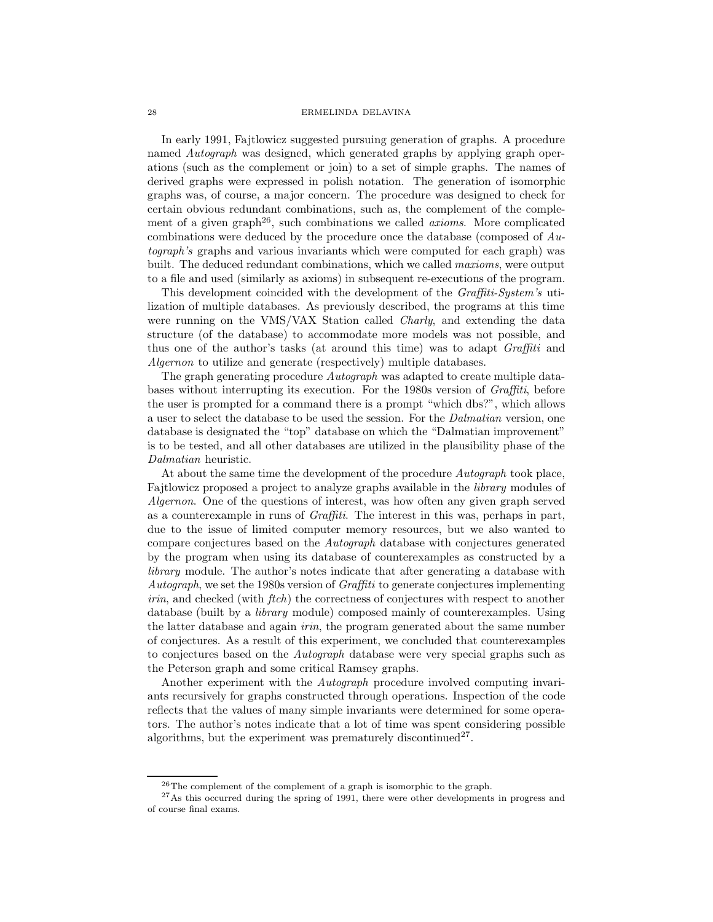In early 1991, Fajtlowicz suggested pursuing generation of graphs. A procedure named *Autograph* was designed, which generated graphs by applying graph operations (such as the complement or join) to a set of simple graphs. The names of derived graphs were expressed in polish notation. The generation of isomorphic graphs was, of course, a major concern. The procedure was designed to check for certain obvious redundant combinations, such as, the complement of the complement of a given graph[26], such combinations we called *axioms*. More complicated combinations were deduced by the procedure once the database (composed of *Autograph's* graphs and various invariants which were computed for each graph) was built. The deduced redundant combinations, which we called *maxioms*, were output to a file and used (similarly as axioms) in subsequent re-executions of the program.

This development coincided with the development of the *Graffiti-System's* utilization of multiple databases. As previously described, the programs at this time were running on the VMS/VAX Station called *Charly*, and extending the data structure (of the database) to accommodate more models was not possible, and thus one of the author's tasks (at around this time) was to adapt *Graffiti* and *Algernon* to utilize and generate (respectively) multiple databases.

The graph generating procedure *Autograph* was adapted to create multiple databases without interrupting its execution. For the 1980s version of *Graffiti*, before the user is prompted for a command there is a prompt "which dbs?", which allows a user to select the database to be used the session. For the *Dalmatian* version, one database is designated the "top" database on which the "Dalmatian improvement" is to be tested, and all other databases are utilized in the plausibility phase of the *Dalmatian* heuristic.

At about the same time the development of the procedure *Autograph* took place, Fajtlowicz proposed a project to analyze graphs available in the *library* modules of *Algernon*. One of the questions of interest, was how often any given graph served as a counterexample in runs of *Graffiti*. The interest in this was, perhaps in part, due to the issue of limited computer memory resources, but we also wanted to compare conjectures based on the *Autograph* database with conjectures generated by the program when using its database of counterexamples as constructed by a *library* module. The author's notes indicate that after generating a database with *Autograph*, we set the 1980s version of *Graffiti* to generate conjectures implementing *irin*, and checked (with *ftch*) the correctness of conjectures with respect to another database (built by a *library* module) composed mainly of counterexamples. Using the latter database and again *irin*, the program generated about the same number of conjectures. As a result of this experiment, we concluded that counterexamples to conjectures based on the *Autograph* database were very special graphs such as the Peterson graph and some critical Ramsey graphs.

Another experiment with the *Autograph* procedure involved computing invariants recursively for graphs constructed through operations. Inspection of the code reflects that the values of many simple invariants were determined for some operators. The author's notes indicate that a lot of time was spent considering possible algorithms, but the experiment was prematurely discontinued[27].

---

[26] The complement of the complement of a graph is isomorphic to the graph.

[27] As this occurred during the spring of 1991, there were other developments in progress and of course final exams.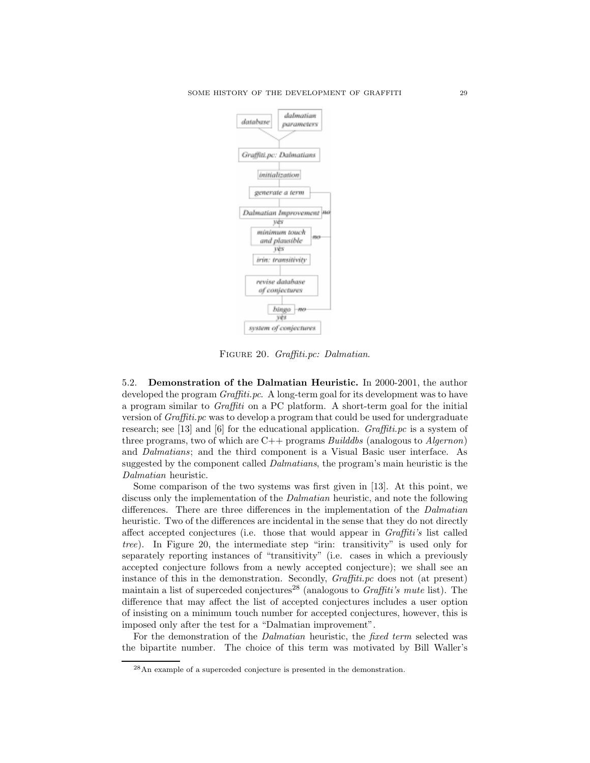Figure 20. *Graffiti.pc: Dalmatian*.

5.2. **Demonstration of the Dalmatian Heuristic.** In 2000-2001, the author developed the program *Graffiti.pc*. A long-term goal for its development was to have a program similar to *Graffiti* on a PC platform. A short-term goal for the initial version of *Graffiti.pc* was to develop a program that could be used for undergraduate research; see [13] and [6] for the educational application. *Graffiti.pc* is a system of three programs, two of which are C++ programs *Builddbs* (analogous to *Algernon*) and *Dalmatians*; and the third component is a Visual Basic user interface. As suggested by the component called *Dalmatians*, the program's main heuristic is the *Dalmatian* heuristic.

Some comparison of the two systems was first given in [13]. At this point, we discuss only the implementation of the *Dalmatian* heuristic, and note the following differences. There are three differences in the implementation of the *Dalmatian* heuristic. Two of the differences are incidental in the sense that they do not directly affect accepted conjectures (i.e. those that would appear in *Graffiti's* list called *tree*). In Figure 20, the intermediate step "irin: transitivity" is used only for separately reporting instances of "transitivity" (i.e. cases in which a previously accepted conjecture follows from a newly accepted conjecture); we shall see an instance of this in the demonstration. Secondly, *Graffiti.pc* does not (at present) maintain a list of superceded conjectures[28] (analogous to *Graffiti's mute* list). The difference that may affect the list of accepted conjectures includes a user option of insisting on a minimum touch number for accepted conjectures, however, this is imposed only after the test for a "Dalmatian improvement".

For the demonstration of the *Dalmatian* heuristic, the *fixed term* selected was the bipartite number. The choice of this term was motivated by Bill Waller's

[28] An example of a superceded conjecture is presented in the demonstration.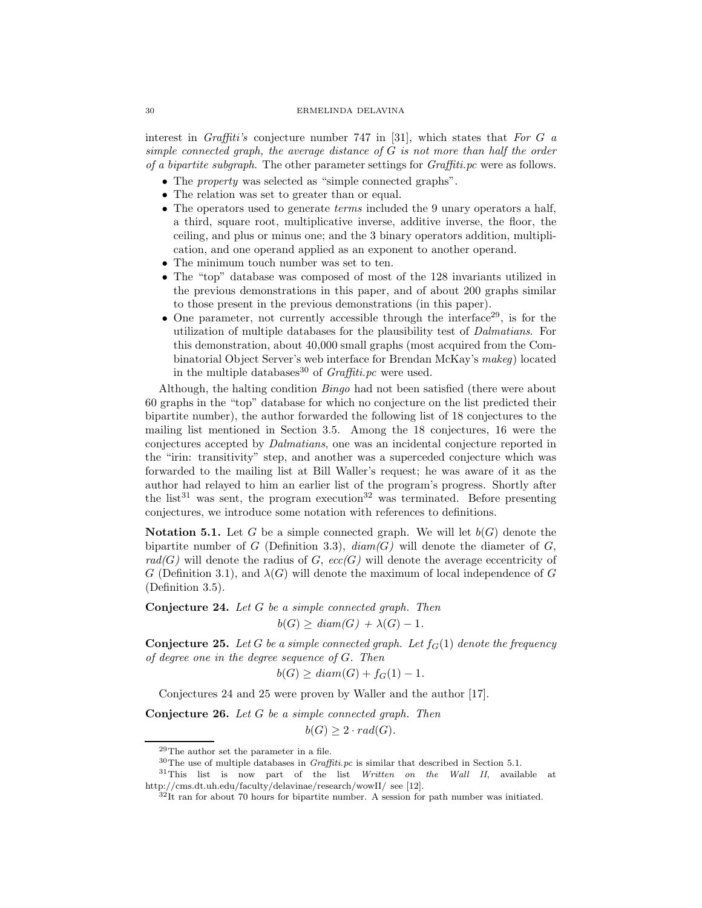interest in *Graffiti's* conjecture number 747 in [31], which states that *For G a simple connected graph, the average distance of G is not more than half the order of a bipartite subgraph.* The other parameter settings for *Graffiti.pc* were as follows.

- The *property* was selected as "simple connected graphs".
- The relation was set to greater than or equal.
- The operators used to generate *terms* included the 9 unary operators a half, a third, square root, multiplicative inverse, additive inverse, the floor, the ceiling, and plus or minus one; and the 3 binary operators addition, multiplication, and one operand applied as an exponent to another operand.
- The minimum touch number was set to ten.
- The "top" database was composed of most of the 128 invariants utilized in the previous demonstrations in this paper, and of about 200 graphs similar to those present in the previous demonstrations (in this paper).
- One parameter, not currently accessible through the interface[29], is for the utilization of multiple databases for the plausibility test of *Dalmatians*. For this demonstration, about 40,000 small graphs (most acquired from the Combinatorial Object Server's web interface for Brendan McKay's *makeg*) located in the multiple databases[30] of *Graffiti.pc* were used.

Although, the halting condition *Bingo* had not been satisfied (there were about 60 graphs in the "top" database for which no conjecture on the list predicted their bipartite number), the author forwarded the following list of 18 conjectures to the mailing list mentioned in Section 3.5. Among the 18 conjectures, 16 were the conjectures accepted by *Dalmatians*, one was an incidental conjecture reported in the "irin: transitivity" step, and another was a superceded conjecture which was forwarded to the mailing list at Bill Waller's request; he was aware of it as the author had relayed to him an earlier list of the program's progress. Shortly after the list[31] was sent, the program execution[32] was terminated. Before presenting conjectures, we introduce some notation with references to definitions.

**Notation 5.1.** Let $G$ be a simple connected graph. We will let $b(G)$ denote the bipartite number of $G$ (Definition 3.3), *diam(G)* will denote the diameter of $G$, *rad(G)* will denote the radius of $G$, *ecc(G)* will denote the average eccentricity of $G$ (Definition 3.1), and $\lambda(G)$ will denote the maximum of local independence of $G$ (Definition 3.5).

**Conjecture 24.** *Let G be a simple connected graph. Then*

$$b(G) \geq diam(G) + \lambda(G) - 1.$$

**Conjecture 25.** *Let G be a simple connected graph. Let $f_G(1)$ denote the frequency of degree one in the degree sequence of G. Then*

$$b(G) \geq diam(G) + f_G(1) - 1.$$

Conjectures 24 and 25 were proven by Waller and the author [17].

**Conjecture 26.** *Let G be a simple connected graph. Then*

$$b(G) \geq 2 \cdot rad(G).$$

---

[29] The author set the parameter in a file.

[30] The use of multiple databases in *Graffiti.pc* is similar that described in Section 5.1.

[31] This list is now part of the list *Written on the Wall II*, available at http://cms.dt.uh.edu/faculty/delavinae/research/wowII/ see [12].

[32] It ran for about 70 hours for bipartite number. A session for path number was initiated.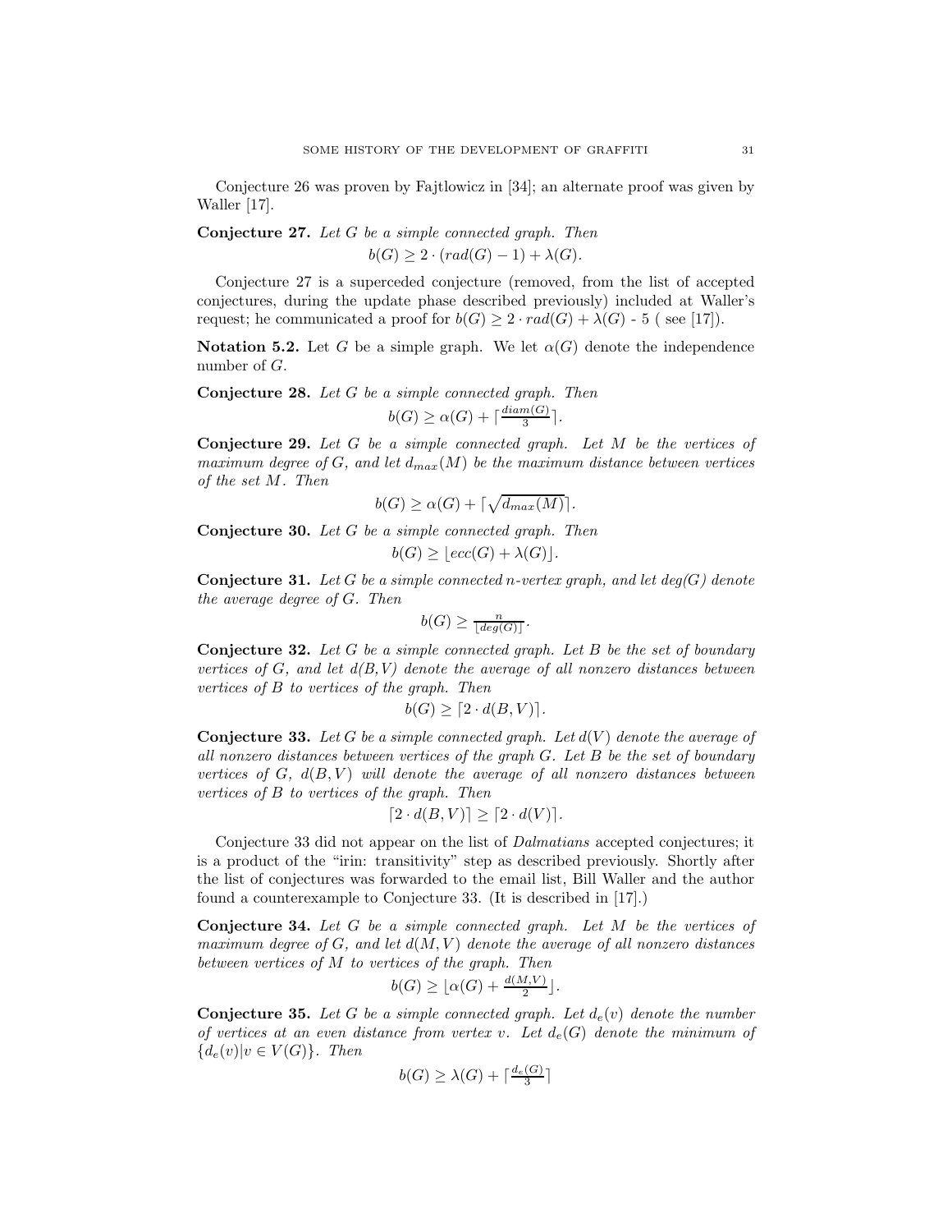Conjecture 26 was proven by Fajtlowicz in [34]; an alternate proof was given by Waller [17].

**Conjecture 27.** *Let $G$ be a simple connected graph. Then*

$$b(G) \geq 2 \cdot (rad(G) - 1) + \lambda(G).$$

Conjecture 27 is a superceded conjecture (removed, from the list of accepted conjectures, during the update phase described previously) included at Waller's request; he communicated a proof for $b(G) \geq 2 \cdot rad(G) + \lambda(G)$ - 5 ( see [17]).

**Notation 5.2.** Let $G$ be a simple graph. We let $\alpha(G)$ denote the independence number of $G$.

**Conjecture 28.** *Let $G$ be a simple connected graph. Then*

$$b(G) \geq \alpha(G) + \lceil \tfrac{diam(G)}{3} \rceil.$$

**Conjecture 29.** *Let $G$ be a simple connected graph. Let $M$ be the vertices of maximum degree of $G$, and let $d_{max}(M)$ be the maximum distance between vertices of the set $M$. Then*

$$b(G) \geq \alpha(G) + \lceil \sqrt{d_{max}(M)} \rceil.$$

**Conjecture 30.** *Let $G$ be a simple connected graph. Then*

$$b(G) \geq \lfloor ecc(G) + \lambda(G) \rfloor.$$

**Conjecture 31.** *Let $G$ be a simple connected $n$-vertex graph, and let $deg(G)$ denote the average degree of $G$. Then*

$$b(G) \geq \tfrac{n}{\lfloor deg(G) \rfloor}.$$

**Conjecture 32.** *Let $G$ be a simple connected graph. Let $B$ be the set of boundary vertices of $G$, and let $d(B,V)$ denote the average of all nonzero distances between vertices of $B$ to vertices of the graph. Then*

$$b(G) \geq \lceil 2 \cdot d(B,V) \rceil.$$

**Conjecture 33.** *Let $G$ be a simple connected graph. Let $d(V)$ denote the average of all nonzero distances between vertices of the graph $G$. Let $B$ be the set of boundary vertices of $G$, $d(B,V)$ will denote the average of all nonzero distances between vertices of $B$ to vertices of the graph. Then*

$$\lceil 2 \cdot d(B,V) \rceil \geq \lceil 2 \cdot d(V) \rceil.$$

Conjecture 33 did not appear on the list of *Dalmatians* accepted conjectures; it is a product of the "irin: transitivity" step as described previously. Shortly after the list of conjectures was forwarded to the email list, Bill Waller and the author found a counterexample to Conjecture 33. (It is described in [17].)

**Conjecture 34.** *Let $G$ be a simple connected graph. Let $M$ be the vertices of maximum degree of $G$, and let $d(M,V)$ denote the average of all nonzero distances between vertices of $M$ to vertices of the graph. Then*

$$b(G) \geq \lfloor \alpha(G) + \tfrac{d(M,V)}{2} \rfloor.$$

**Conjecture 35.** *Let $G$ be a simple connected graph. Let $d_e(v)$ denote the number of vertices at an even distance from vertex $v$. Let $d_e(G)$ denote the minimum of $\{d_e(v) | v \in V(G)\}$. Then*

$$b(G) \geq \lambda(G) + \lceil \tfrac{d_e(G)}{3} \rceil$$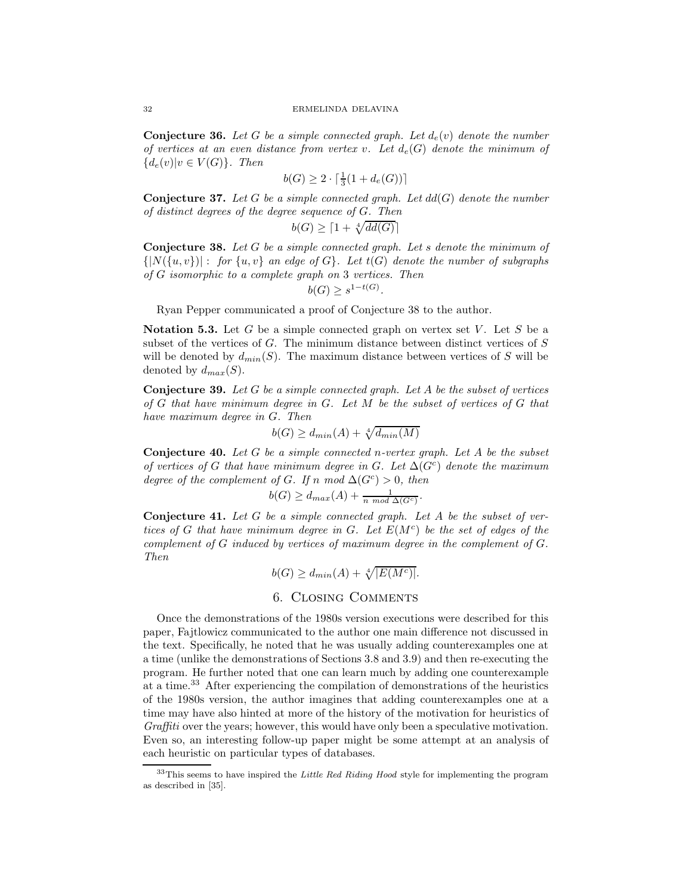**Conjecture 36.** *Let $G$ be a simple connected graph. Let $d_e(v)$ denote the number of vertices at an even distance from vertex $v$. Let $d_e(G)$ denote the minimum of $\{d_e(v)|v \in V(G)\}$. Then*

$$b(G) \geq 2 \cdot \lceil \tfrac{1}{3}(1 + d_e(G)) \rceil$$

**Conjecture 37.** *Let $G$ be a simple connected graph. Let $dd(G)$ denote the number of distinct degrees of the degree sequence of $G$. Then*

$$b(G) \geq \lceil 1 + \sqrt[4]{dd(G)} \rceil$$

**Conjecture 38.** *Let $G$ be a simple connected graph. Let $s$ denote the minimum of $\{|N(\{u,v\})| : \text{ for } \{u,v\} \text{ an edge of } G\}$. Let $t(G)$ denote the number of subgraphs of $G$ isomorphic to a complete graph on 3 vertices. Then*

$$b(G) \geq s^{1-t(G)}.$$

Ryan Pepper communicated a proof of Conjecture 38 to the author.

**Notation 5.3.** Let $G$ be a simple connected graph on vertex set $V$. Let $S$ be a subset of the vertices of $G$. The minimum distance between distinct vertices of $S$ will be denoted by $d_{min}(S)$. The maximum distance between vertices of $S$ will be denoted by $d_{max}(S)$.

**Conjecture 39.** *Let $G$ be a simple connected graph. Let $A$ be the subset of vertices of $G$ that have minimum degree in $G$. Let $M$ be the subset of vertices of $G$ that have maximum degree in $G$. Then*

$$b(G) \geq d_{min}(A) + \sqrt[4]{d_{min}(M)}$$

**Conjecture 40.** *Let $G$ be a simple connected $n$-vertex graph. Let $A$ be the subset of vertices of $G$ that have minimum degree in $G$. Let $\Delta(G^c)$ denote the maximum degree of the complement of $G$. If $n \bmod \Delta(G^c) > 0$, then*

$$b(G) \geq d_{max}(A) + \frac{1}{n \bmod \Delta(G^c)}.$$

**Conjecture 41.** *Let $G$ be a simple connected graph. Let $A$ be the subset of vertices of $G$ that have minimum degree in $G$. Let $E(M^c)$ be the set of edges of the complement of $G$ induced by vertices of maximum degree in the complement of $G$. Then*

$$b(G) \geq d_{min}(A) + \sqrt[4]{|E(M^c)|}.$$

## 6. Closing Comments

Once the demonstrations of the 1980s version executions were described for this paper, Fajtlowicz communicated to the author one main difference not discussed in the text. Specifically, he noted that he was usually adding counterexamples one at a time (unlike the demonstrations of Sections 3.8 and 3.9) and then re-executing the program. He further noted that one can learn much by adding one counterexample at a time.[33] After experiencing the compilation of demonstrations of the heuristics of the 1980s version, the author imagines that adding counterexamples one at a time may have also hinted at more of the history of the motivation for heuristics of *Graffiti* over the years; however, this would have only been a speculative motivation. Even so, an interesting follow-up paper might be some attempt at an analysis of each heuristic on particular types of databases.

[33] This seems to have inspired the *Little Red Riding Hood* style for implementing the program as described in [35].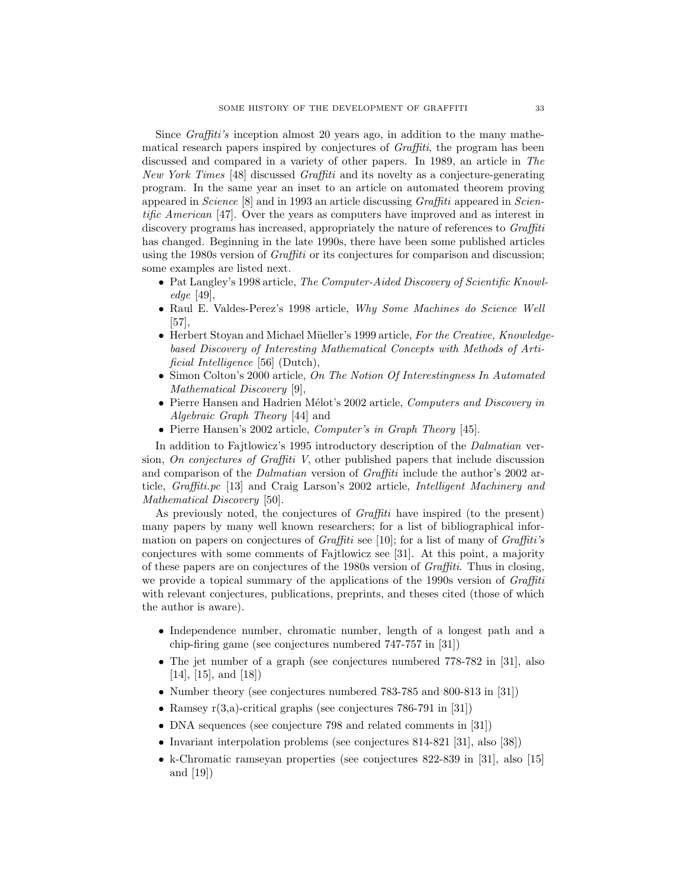Since *Graffiti's* inception almost 20 years ago, in addition to the many mathematical research papers inspired by conjectures of *Graffiti*, the program has been discussed and compared in a variety of other papers. In 1989, an article in *The New York Times* [48] discussed *Graffiti* and its novelty as a conjecture-generating program. In the same year an inset to an article on automated theorem proving appeared in *Science* [8] and in 1993 an article discussing *Graffiti* appeared in *Scientific American* [47]. Over the years as computers have improved and as interest in discovery programs has increased, appropriately the nature of references to *Graffiti* has changed. Beginning in the late 1990s, there have been some published articles using the 1980s version of *Graffiti* or its conjectures for comparison and discussion; some examples are listed next.

- Pat Langley's 1998 article, *The Computer-Aided Discovery of Scientific Knowledge* [49],
- Raul E. Valdes-Perez's 1998 article, *Why Some Machines do Science Well* [57],
- Herbert Stoyan and Michael Müeller's 1999 article, *For the Creative, Knowledge-based Discovery of Interesting Mathematical Concepts with Methods of Artificial Intelligence* [56] (Dutch),
- Simon Colton's 2000 article, *On The Notion Of Interestingness In Automated Mathematical Discovery* [9],
- Pierre Hansen and Hadrien Mélot's 2002 article, *Computers and Discovery in Algebraic Graph Theory* [44] and
- Pierre Hansen's 2002 article, *Computer's in Graph Theory* [45].

In addition to Fajtlowicz's 1995 introductory description of the *Dalmatian* version, *On conjectures of Graffiti V*, other published papers that include discussion and comparison of the *Dalmatian* version of *Graffiti* include the author's 2002 article, *Graffiti.pc* [13] and Craig Larson's 2002 article, *Intelligent Machinery and Mathematical Discovery* [50].

As previously noted, the conjectures of *Graffiti* have inspired (to the present) many papers by many well known researchers; for a list of bibliographical information on papers on conjectures of *Graffiti* see [10]; for a list of many of *Graffiti's* conjectures with some comments of Fajtlowicz see [31]. At this point, a majority of these papers are on conjectures of the 1980s version of *Graffiti*. Thus in closing, we provide a topical summary of the applications of the 1990s version of *Graffiti* with relevant conjectures, publications, preprints, and theses cited (those of which the author is aware).

- Independence number, chromatic number, length of a longest path and a chip-firing game (see conjectures numbered 747-757 in [31])
- The jet number of a graph (see conjectures numbered 778-782 in [31], also [14], [15], and [18])
- Number theory (see conjectures numbered 783-785 and 800-813 in [31])
- Ramsey r(3,a)-critical graphs (see conjectures 786-791 in [31])
- DNA sequences (see conjecture 798 and related comments in [31])
- Invariant interpolation problems (see conjectures 814-821 [31], also [38])
- k-Chromatic ramseyan properties (see conjectures 822-839 in [31], also [15] and [19])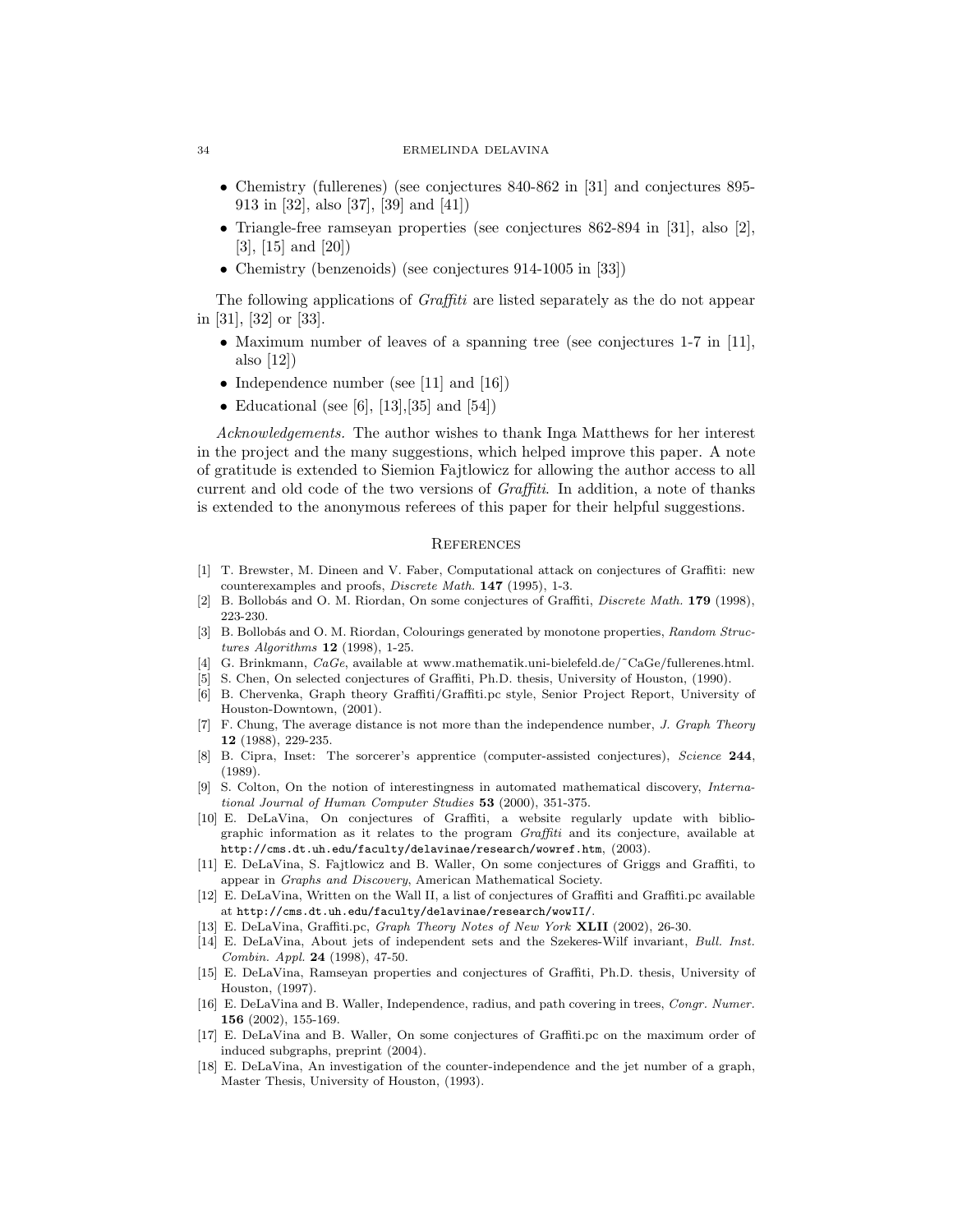- Chemistry (fullerenes) (see conjectures 840-862 in [31] and conjectures 895-913 in [32], also [37], [39] and [41])
- Triangle-free ramseyan properties (see conjectures 862-894 in [31], also [2], [3], [15] and [20])
- Chemistry (benzenoids) (see conjectures 914-1005 in [33])

The following applications of *Graffiti* are listed separately as the do not appear in [31], [32] or [33].

- Maximum number of leaves of a spanning tree (see conjectures 1-7 in [11], also [12])
- Independence number (see [11] and [16])
- Educational (see [6], [13],[35] and [54])

*Acknowledgements.* The author wishes to thank Inga Matthews for her interest in the project and the many suggestions, which helped improve this paper. A note of gratitude is extended to Siemion Fajtlowicz for allowing the author access to all current and old code of the two versions of *Graffiti*. In addition, a note of thanks is extended to the anonymous referees of this paper for their helpful suggestions.

## References

[1] T. Brewster, M. Dineen and V. Faber, Computational attack on conjectures of Graffiti: new counterexamples and proofs, *Discrete Math.* **147** (1995), 1-3.

[2] B. Bollobás and O. M. Riordan, On some conjectures of Graffiti, *Discrete Math.* **179** (1998), 223-230.

[3] B. Bollobás and O. M. Riordan, Colourings generated by monotone properties, *Random Structures Algorithms* **12** (1998), 1-25.

[4] G. Brinkmann, *CaGe*, available at www.mathematik.uni-bielefeld.de/~CaGe/fullerenes.html.

[5] S. Chen, On selected conjectures of Graffiti, Ph.D. thesis, University of Houston, (1990).

[6] B. Chervenka, Graph theory Graffiti/Graffiti.pc style, Senior Project Report, University of Houston-Downtown, (2001).

[7] F. Chung, The average distance is not more than the independence number, *J. Graph Theory* **12** (1988), 229-235.

[8] B. Cipra, Inset: The sorcerer's apprentice (computer-assisted conjectures), *Science* **244**, (1989).

[9] S. Colton, On the notion of interestingness in automated mathematical discovery, *International Journal of Human Computer Studies* **53** (2000), 351-375.

[10] E. DeLaVina, On conjectures of Graffiti, a website regularly update with bibliographic information as it relates to the program *Graffiti* and its conjecture, available at `http://cms.dt.uh.edu/faculty/delavinae/research/wowref.htm`, (2003).

[11] E. DeLaVina, S. Fajtlowicz and B. Waller, On some conjectures of Griggs and Graffiti, to appear in *Graphs and Discovery*, American Mathematical Society.

[12] E. DeLaVina, Written on the Wall II, a list of conjectures of Graffiti and Graffiti.pc available at `http://cms.dt.uh.edu/faculty/delavinae/research/wowII/`.

[13] E. DeLaVina, Graffiti.pc, *Graph Theory Notes of New York* **XLII** (2002), 26-30.

[14] E. DeLaVina, About jets of independent sets and the Szekeres-Wilf invariant, *Bull. Inst. Combin. Appl.* **24** (1998), 47-50.

[15] E. DeLaVina, Ramseyan properties and conjectures of Graffiti, Ph.D. thesis, University of Houston, (1997).

[16] E. DeLaVina and B. Waller, Independence, radius, and path covering in trees, *Congr. Numer.* **156** (2002), 155-169.

[17] E. DeLaVina and B. Waller, On some conjectures of Graffiti.pc on the maximum order of induced subgraphs, preprint (2004).

[18] E. DeLaVina, An investigation of the counter-independence and the jet number of a graph, Master Thesis, University of Houston, (1993).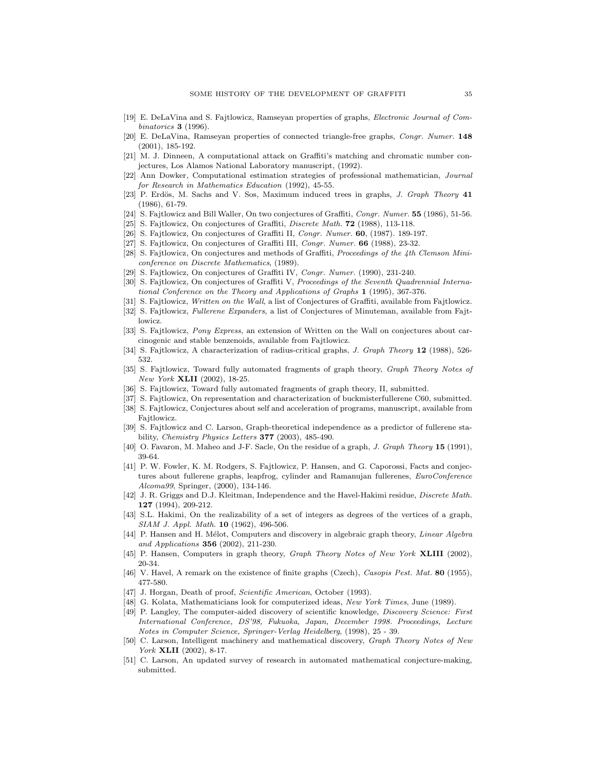[19] E. DeLaVina and S. Fajtlowicz, Ramseyan properties of graphs, *Electronic Journal of Combinatorics* **3** (1996).

[20] E. DeLaVina, Ramseyan properties of connected triangle-free graphs, *Congr. Numer.* **148** (2001), 185-192.

[21] M. J. Dinneen, A computational attack on Graffiti's matching and chromatic number conjectures, Los Alamos National Laboratory manuscript, (1992).

[22] Ann Dowker, Computational estimation strategies of professional mathematician, *Journal for Research in Mathematics Education* (1992), 45-55.

[23] P. Erdös, M. Sachs and V. Sos, Maximum induced trees in graphs, *J. Graph Theory* **41** (1986), 61-79.

[24] S. Fajtlowicz and Bill Waller, On two conjectures of Graffiti, *Congr. Numer.* **55** (1986), 51-56.

[25] S. Fajtlowicz, On conjectures of Graffiti, *Discrete Math.* **72** (1988), 113-118.

[26] S. Fajtlowicz, On conjectures of Graffiti II, *Congr. Numer.* **60**, (1987). 189-197.

[27] S. Fajtlowicz, On conjectures of Graffiti III, *Congr. Numer.* **66** (1988), 23-32.

[28] S. Fajtlowicz, On conjectures and methods of Graffiti, *Proceedings of the 4th Clemson Miniconference on Discrete Mathematics*, (1989).

[29] S. Fajtlowicz, On conjectures of Graffiti IV, *Congr. Numer.* (1990), 231-240.

[30] S. Fajtlowicz, On conjectures of Graffiti V, *Proceedings of the Seventh Quadrennial International Conference on the Theory and Applications of Graphs* **1** (1995), 367-376.

[31] S. Fajtlowicz, *Written on the Wall*, a list of Conjectures of Graffiti, available from Fajtlowicz.

[32] S. Fajtlowicz, *Fullerene Expanders*, a list of Conjectures of Minuteman, available from Fajtlowicz.

[33] S. Fajtlowicz, *Pony Express*, an extension of Written on the Wall on conjectures about carcinogenic and stable benzenoids, available from Fajtlowicz.

[34] S. Fajtlowicz, A characterization of radius-critical graphs, *J. Graph Theory* **12** (1988), 526-532.

[35] S. Fajtlowicz, Toward fully automated fragments of graph theory, *Graph Theory Notes of New York* **XLII** (2002), 18-25.

[36] S. Fajtlowicz, Toward fully automated fragments of graph theory, II, submitted.

[37] S. Fajtlowicz, On representation and characterization of buckmisterfullerene C60, submitted.

[38] S. Fajtlowicz, Conjectures about self and acceleration of programs, manuscript, available from Fajtlowicz.

[39] S. Fajtlowicz and C. Larson, Graph-theoretical independence as a predictor of fullerene stability, *Chemistry Physics Letters* **377** (2003), 485-490.

[40] O. Favaron, M. Maheo and J-F. Sacle, On the residue of a graph, *J. Graph Theory* **15** (1991), 39-64.

[41] P. W. Fowler, K. M. Rodgers, S. Fajtlowicz, P. Hansen, and G. Caporossi, Facts and conjectures about fullerene graphs, leapfrog, cylinder and Ramanujan fullerenes, *EuroConference Alcoma99*, Springer, (2000), 134-146.

[42] J. R. Griggs and D.J. Kleitman, Independence and the Havel-Hakimi residue, *Discrete Math.* **127** (1994), 209-212.

[43] S.L. Hakimi, On the realizability of a set of integers as degrees of the vertices of a graph, *SIAM J. Appl. Math.* **10** (1962), 496-506.

[44] P. Hansen and H. Mélot, Computers and discovery in algebraic graph theory, *Linear Algebra and Applications* **356** (2002), 211-230.

[45] P. Hansen, Computers in graph theory, *Graph Theory Notes of New York* **XLIII** (2002), 20-34.

[46] V. Havel, A remark on the existence of finite graphs (Czech), *Casopis Pest. Mat.* **80** (1955), 477-580.

[47] J. Horgan, Death of proof, *Scientific American*, October (1993).

[48] G. Kolata, Mathematicians look for computerized ideas, *New York Times*, June (1989).

[49] P. Langley, The computer-aided discovery of scientific knowledge, *Discovery Science: First International Conference, DS'98, Fukuoka, Japan, December 1998. Proceedings, Lecture Notes in Computer Science, Springer-Verlag Heidelberg*, (1998), 25 - 39.

[50] C. Larson, Intelligent machinery and mathematical discovery, *Graph Theory Notes of New York* **XLII** (2002), 8-17.

[51] C. Larson, An updated survey of research in automated mathematical conjecture-making, submitted.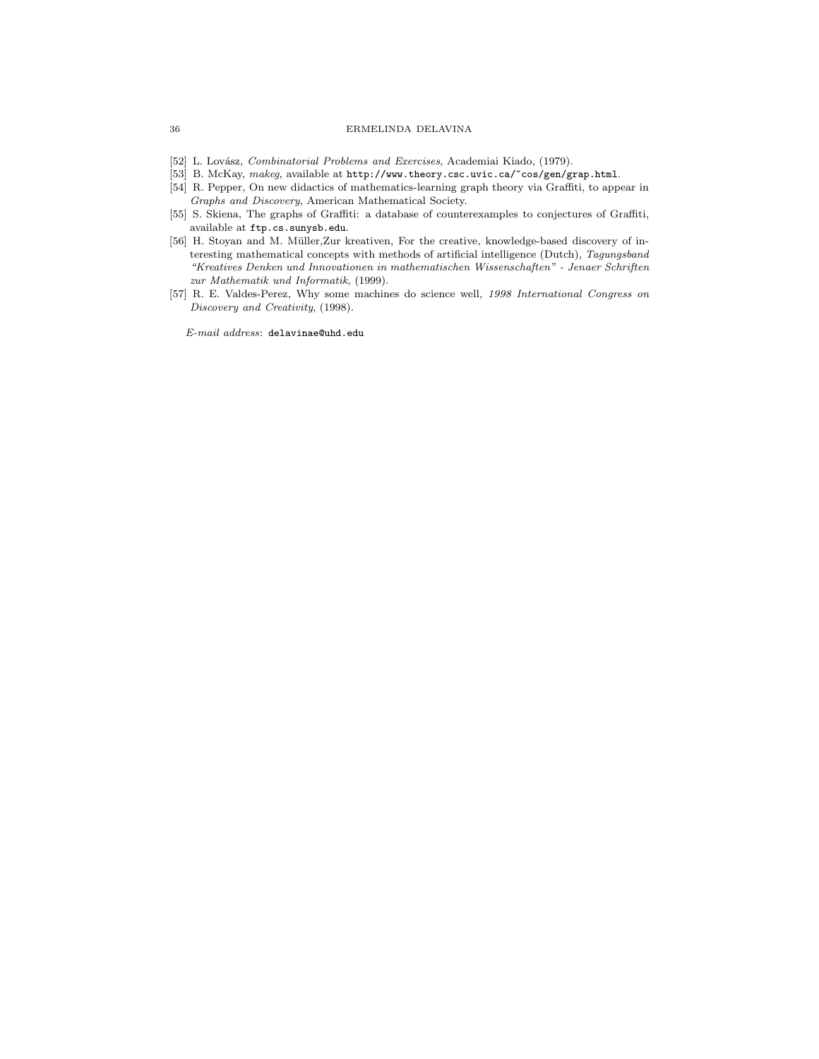[52] L. Lovász, *Combinatorial Problems and Exercises*, Academiai Kiado, (1979).

[53] B. McKay, *makeg*, available at `http://www.theory.csc.uvic.ca/~cos/gen/grap.html`.

[54] R. Pepper, On new didactics of mathematics-learning graph theory via Graffiti, to appear in *Graphs and Discovery*, American Mathematical Society.

[55] S. Skiena, The graphs of Graffiti: a database of counterexamples to conjectures of Graffiti, available at `ftp.cs.sunysb.edu`.

[56] H. Stoyan and M. Müller,Zur kreativen, For the creative, knowledge-based discovery of interesting mathematical concepts with methods of artificial intelligence (Dutch), *Tagungsband "Kreatives Denken und Innovationen in mathematischen Wissenschaften" - Jenaer Schriften zur Mathematik und Informatik*, (1999).

[57] R. E. Valdes-Perez, Why some machines do science well, *1998 International Congress on Discovery and Creativity*, (1998).

*E-mail address*: `delavinae@uhd.edu`